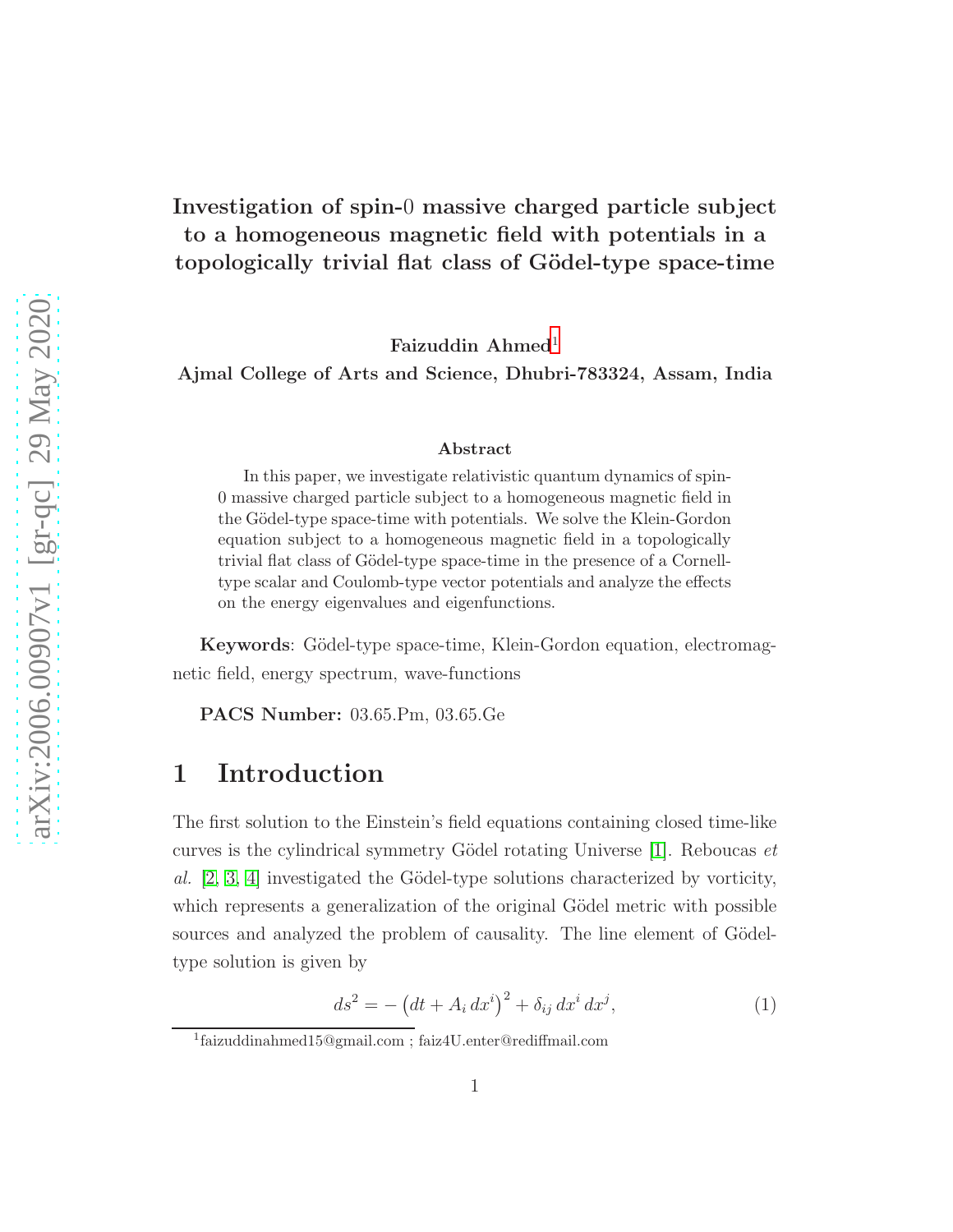# Investigation of spin-0 massive charged particle subject to a homogeneous magnetic field with potentials in a topologically trivial flat class of Gödel-type space-time

**Faizuddin Ahmed**[1]

**Ajmal College of Arts and Science, Dhubri-783324, Assam, India**

### Abstract

In this paper, we investigate relativistic quantum dynamics of spin-0 massive charged particle subject to a homogeneous magnetic field in the Gödel-type space-time with potentials. We solve the Klein-Gordon equation subject to a homogeneous magnetic field in a topologically trivial flat class of Gödel-type space-time in the presence of a Cornell-type scalar and Coulomb-type vector potentials and analyze the effects on the energy eigenvalues and eigenfunctions.

**Keywords**: Gödel-type space-time, Klein-Gordon equation, electromagnetic field, energy spectrum, wave-functions

**PACS Number:** 03.65.Pm, 03.65.Ge

## 1 Introduction

The first solution to the Einstein's field equations containing closed time-like curves is the cylindrical symmetry Gödel rotating Universe [1]. Reboucas *et al.* [2, 3, 4] investigated the Gödel-type solutions characterized by vorticity, which represents a generalization of the original Gödel metric with possible sources and analyzed the problem of causality. The line element of Gödel-type solution is given by

$$ds^2 = -\left(dt + A_i\,dx^i\right)^2 + \delta_{ij}\,dx^i\,dx^j, \tag{1}$$

[1] faizuddinahmed15@gmail.com ; faiz4U.enter@rediffmail.com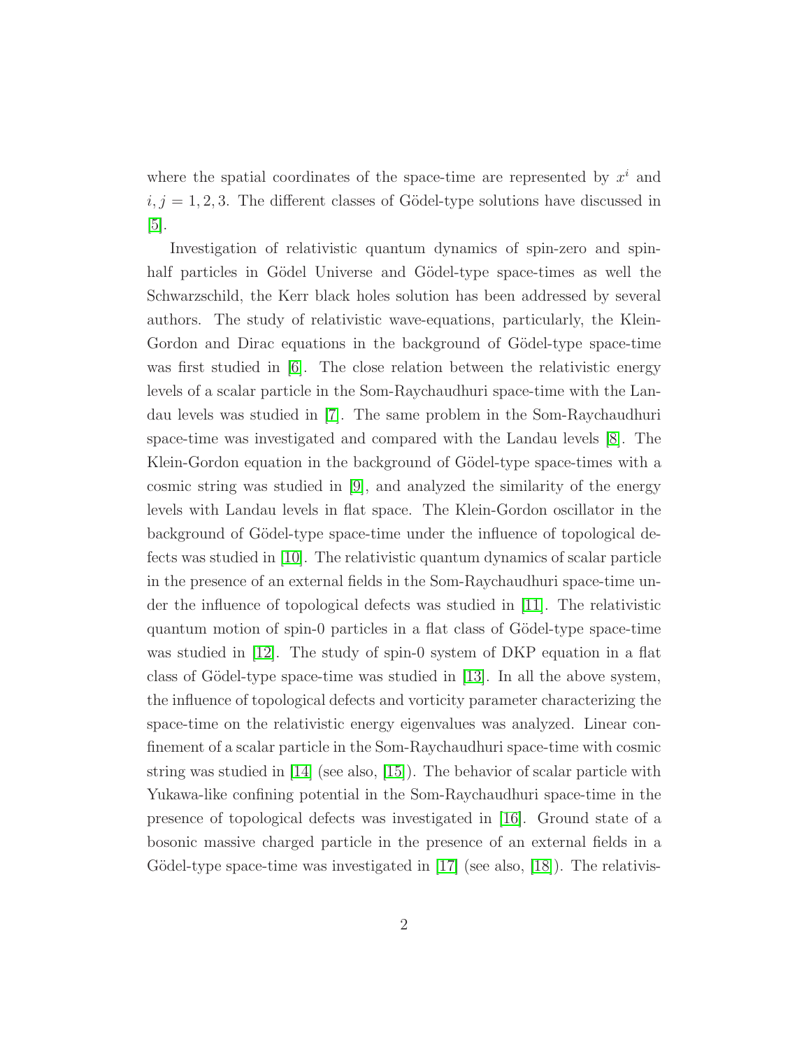where the spatial coordinates of the space-time are represented by $x^i$ and $i, j = 1, 2, 3$. The different classes of Gödel-type solutions have discussed in [5].

Investigation of relativistic quantum dynamics of spin-zero and spin-half particles in Gödel Universe and Gödel-type space-times as well the Schwarzschild, the Kerr black holes solution has been addressed by several authors. The study of relativistic wave-equations, particularly, the Klein-Gordon and Dirac equations in the background of Gödel-type space-time was first studied in [6]. The close relation between the relativistic energy levels of a scalar particle in the Som-Raychaudhuri space-time with the Landau levels was studied in [7]. The same problem in the Som-Raychaudhuri space-time was investigated and compared with the Landau levels [8]. The Klein-Gordon equation in the background of Gödel-type space-times with a cosmic string was studied in [9], and analyzed the similarity of the energy levels with Landau levels in flat space. The Klein-Gordon oscillator in the background of Gödel-type space-time under the influence of topological defects was studied in [10]. The relativistic quantum dynamics of scalar particle in the presence of an external fields in the Som-Raychaudhuri space-time under the influence of topological defects was studied in [11]. The relativistic quantum motion of spin-0 particles in a flat class of Gödel-type space-time was studied in [12]. The study of spin-0 system of DKP equation in a flat class of Gödel-type space-time was studied in [13]. In all the above system, the influence of topological defects and vorticity parameter characterizing the space-time on the relativistic energy eigenvalues was analyzed. Linear confinement of a scalar particle in the Som-Raychaudhuri space-time with cosmic string was studied in [14] (see also, [15]). The behavior of scalar particle with Yukawa-like confining potential in the Som-Raychaudhuri space-time in the presence of topological defects was investigated in [16]. Ground state of a bosonic massive charged particle in the presence of an external fields in a Gödel-type space-time was investigated in [17] (see also, [18]). The relativis-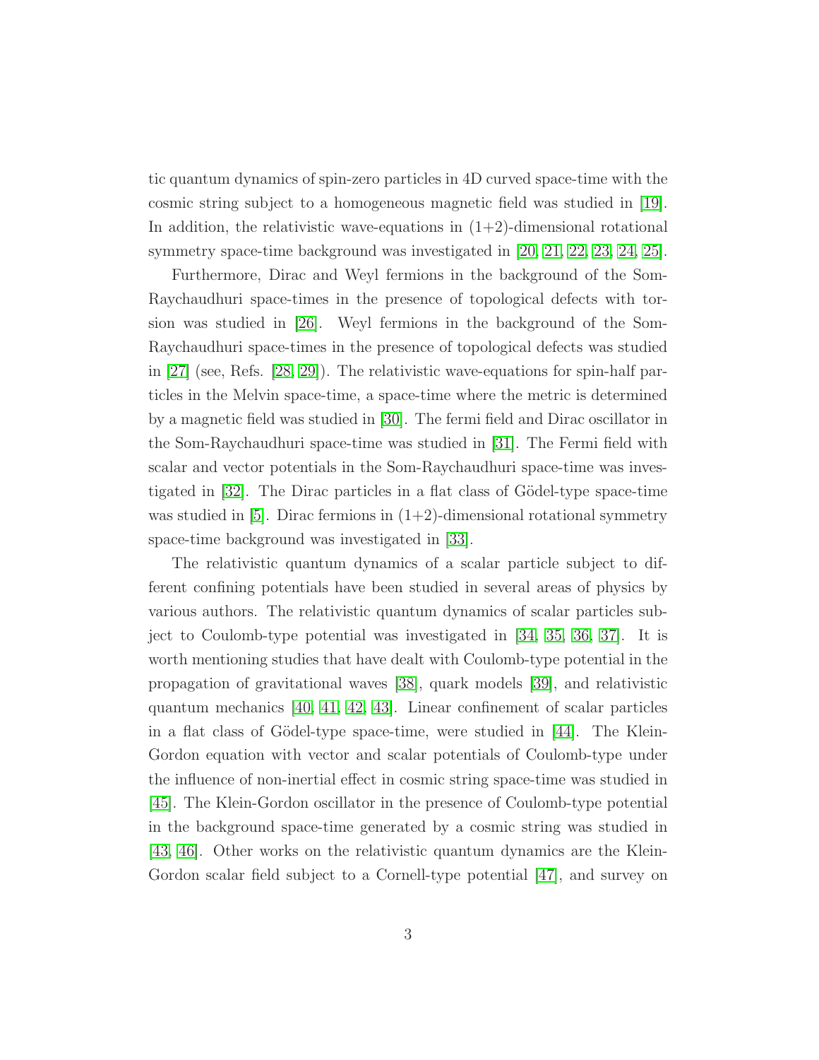tic quantum dynamics of spin-zero particles in 4D curved space-time with the cosmic string subject to a homogeneous magnetic field was studied in [19]. In addition, the relativistic wave-equations in (1+2)-dimensional rotational symmetry space-time background was investigated in [20, 21, 22, 23, 24, 25].

Furthermore, Dirac and Weyl fermions in the background of the Som-Raychaudhuri space-times in the presence of topological defects with torsion was studied in [26]. Weyl fermions in the background of the Som-Raychaudhuri space-times in the presence of topological defects was studied in [27] (see, Refs. [28, 29]). The relativistic wave-equations for spin-half particles in the Melvin space-time, a space-time where the metric is determined by a magnetic field was studied in [30]. The fermi field and Dirac oscillator in the Som-Raychaudhuri space-time was studied in [31]. The Fermi field with scalar and vector potentials in the Som-Raychaudhuri space-time was investigated in [32]. The Dirac particles in a flat class of Gödel-type space-time was studied in [5]. Dirac fermions in (1+2)-dimensional rotational symmetry space-time background was investigated in [33].

The relativistic quantum dynamics of a scalar particle subject to different confining potentials have been studied in several areas of physics by various authors. The relativistic quantum dynamics of scalar particles subject to Coulomb-type potential was investigated in [34, 35, 36, 37]. It is worth mentioning studies that have dealt with Coulomb-type potential in the propagation of gravitational waves [38], quark models [39], and relativistic quantum mechanics [40, 41, 42, 43]. Linear confinement of scalar particles in a flat class of Gödel-type space-time, were studied in [44]. The Klein-Gordon equation with vector and scalar potentials of Coulomb-type under the influence of non-inertial effect in cosmic string space-time was studied in [45]. The Klein-Gordon oscillator in the presence of Coulomb-type potential in the background space-time generated by a cosmic string was studied in [43, 46]. Other works on the relativistic quantum dynamics are the Klein-Gordon scalar field subject to a Cornell-type potential [47], and survey on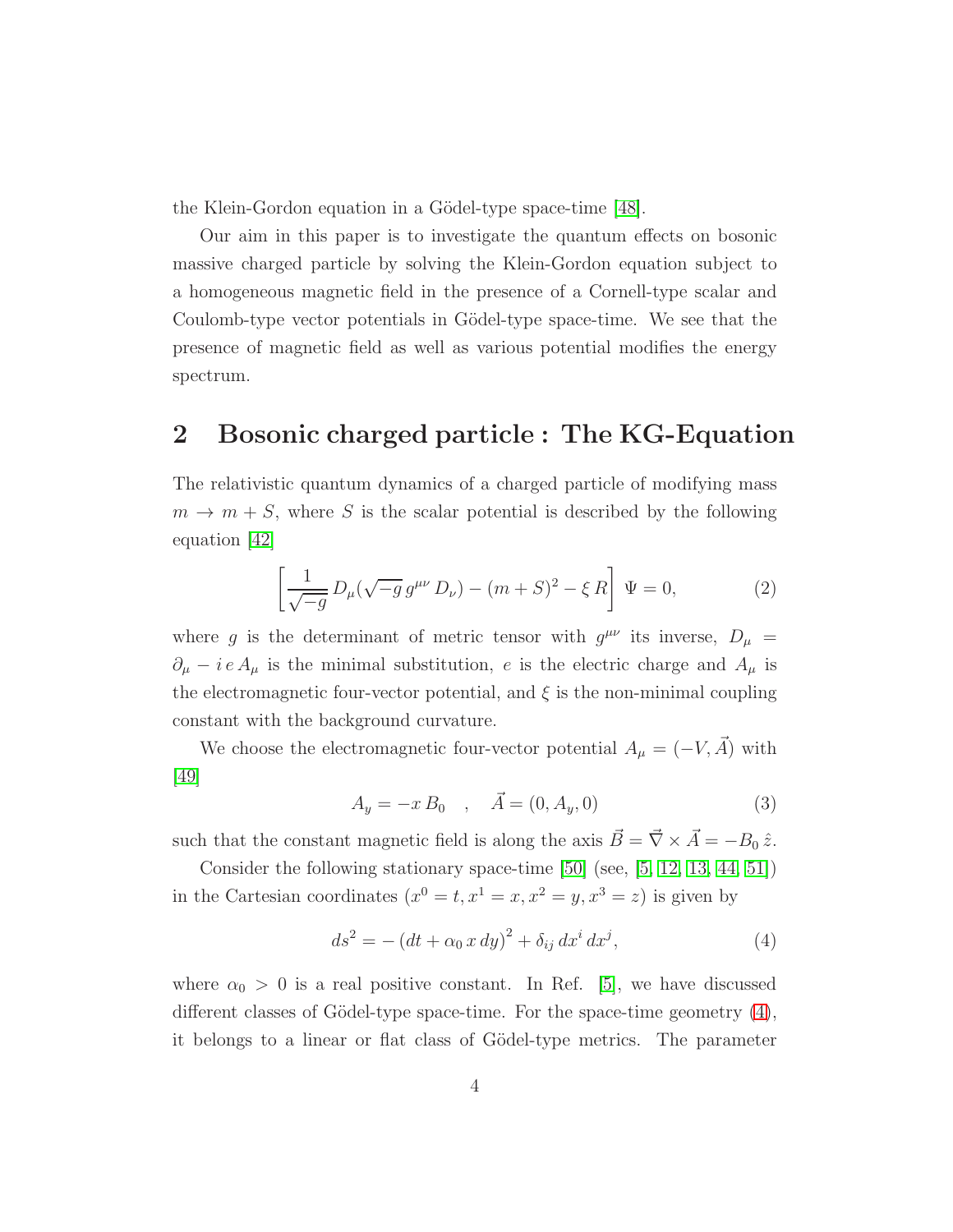the Klein-Gordon equation in a Gödel-type space-time [48].

Our aim in this paper is to investigate the quantum effects on bosonic massive charged particle by solving the Klein-Gordon equation subject to a homogeneous magnetic field in the presence of a Cornell-type scalar and Coulomb-type vector potentials in Gödel-type space-time. We see that the presence of magnetic field as well as various potential modifies the energy spectrum.

## 2 Bosonic charged particle : The KG-Equation

The relativistic quantum dynamics of a charged particle of modifying mass $m \to m + S$, where $S$ is the scalar potential is described by the following equation [42]

$$\left[\frac{1}{\sqrt{-g}}\, D_\mu(\sqrt{-g}\, g^{\mu\nu}\, D_\nu) - (m+S)^2 - \xi\, R\right]\, \Psi = 0, \tag{2}$$

where $g$ is the determinant of metric tensor with $g^{\mu\nu}$ its inverse, $D_\mu = \partial_\mu - i\, e\, A_\mu$ is the minimal substitution, $e$ is the electric charge and $A_\mu$ is the electromagnetic four-vector potential, and $\xi$ is the non-minimal coupling constant with the background curvature.

We choose the electromagnetic four-vector potential $A_\mu = (-V, \vec{A})$ with [49]

$$A_y = -x\, B_0 \quad , \quad \vec{A} = (0, A_y, 0) \tag{3}$$

such that the constant magnetic field is along the axis $\vec{B} = \vec{\nabla} \times \vec{A} = -B_0\, \hat{z}$.

Consider the following stationary space-time [50] (see, [5, 12, 13, 44, 51]) in the Cartesian coordinates ($x^0 = t, x^1 = x, x^2 = y, x^3 = z$) is given by

$$ds^2 = -\left(dt + \alpha_0\, x\, dy\right)^2 + \delta_{ij}\, dx^i\, dx^j, \tag{4}$$

where $\alpha_0 > 0$ is a real positive constant. In Ref. [5], we have discussed different classes of Gödel-type space-time. For the space-time geometry (4), it belongs to a linear or flat class of Gödel-type metrics. The parameter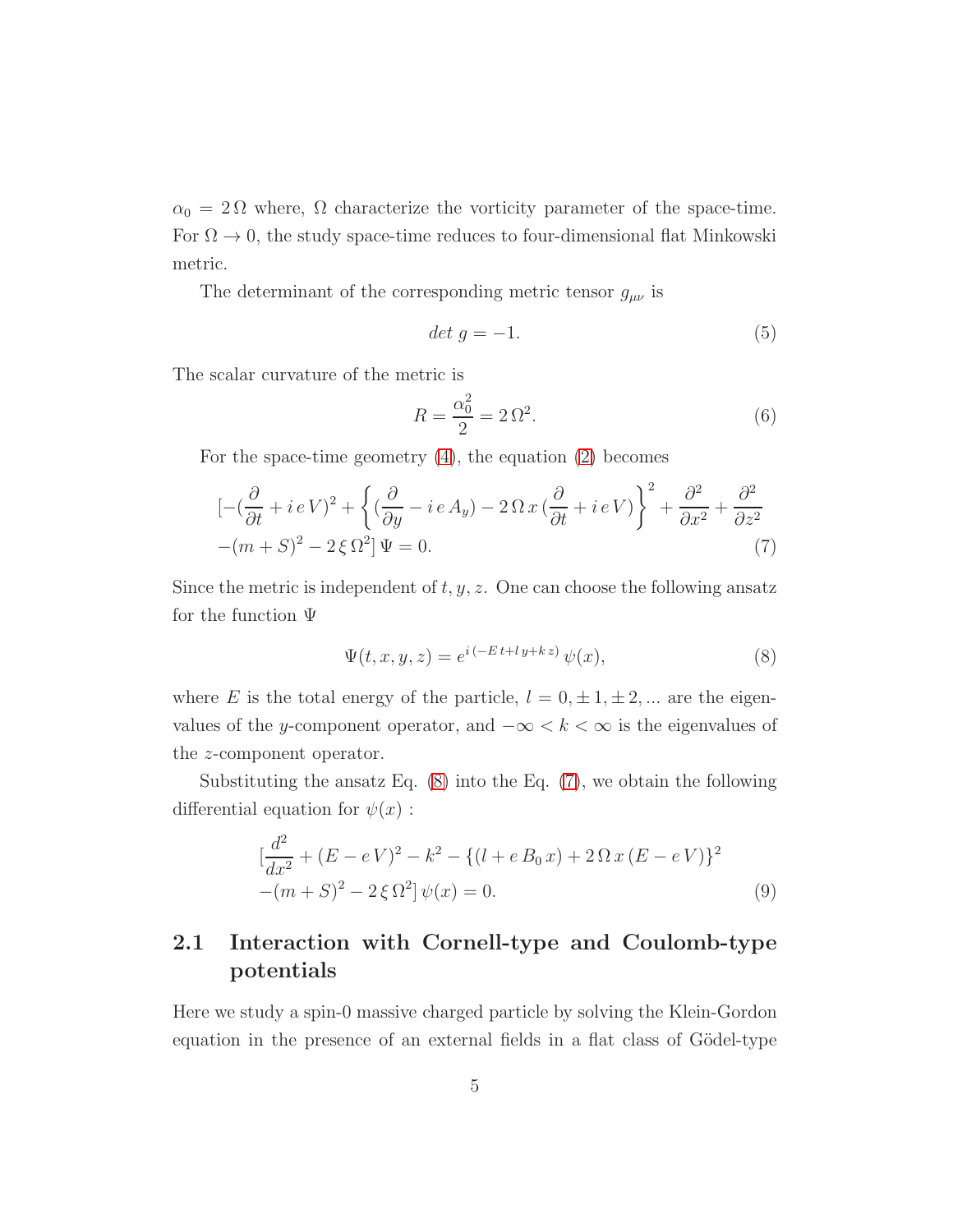$\alpha_0 = 2\,\Omega$ where, $\Omega$ characterize the vorticity parameter of the space-time. For $\Omega \to 0$, the study space-time reduces to four-dimensional flat Minkowski metric.

The determinant of the corresponding metric tensor $g_{\mu\nu}$ is

$$det\ g = -1. \tag{5}$$

The scalar curvature of the metric is

$$R = \frac{\alpha_0^2}{2} = 2\,\Omega^2. \tag{6}$$

For the space-time geometry (4), the equation (2) becomes

$$[-(\frac{\partial}{\partial t} + i\,e\,V)^2 + \left\{(\frac{\partial}{\partial y} - i\,e\,A_y) - 2\,\Omega\,x\,(\frac{\partial}{\partial t} + i\,e\,V)\right\}^2 + \frac{\partial^2}{\partial x^2} + \frac{\partial^2}{\partial z^2}$$
$$-(m+S)^2 - 2\,\xi\,\Omega^2]\,\Psi = 0. \tag{7}$$

Since the metric is independent of $t, y, z$. One can choose the following ansatz for the function $\Psi$

$$\Psi(t,x,y,z) = e^{i\,(-E\,t + l\,y + k\,z)}\,\psi(x), \tag{8}$$

where $E$ is the total energy of the particle, $l = 0, \pm 1, \pm 2, ...$ are the eigenvalues of the $y$-component operator, and $-\infty < k < \infty$ is the eigenvalues of the $z$-component operator.

Substituting the ansatz Eq. (8) into the Eq. (7), we obtain the following differential equation for $\psi(x)$ :

$$[\frac{d^2}{dx^2} + (E - e\,V)^2 - k^2 - \{(l + e\,B_0\,x) + 2\,\Omega\,x\,(E - e\,V)\}^2$$
$$-(m+S)^2 - 2\,\xi\,\Omega^2]\,\psi(x) = 0. \tag{9}$$

## 2.1 Interaction with Cornell-type and Coulomb-type potentials

Here we study a spin-0 massive charged particle by solving the Klein-Gordon equation in the presence of an external fields in a flat class of Gödel-type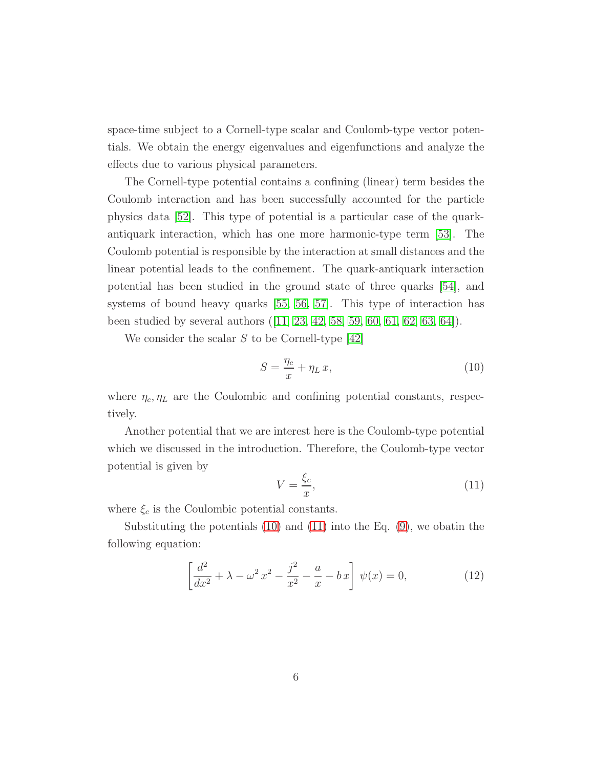space-time subject to a Cornell-type scalar and Coulomb-type vector potentials. We obtain the energy eigenvalues and eigenfunctions and analyze the effects due to various physical parameters.

The Cornell-type potential contains a confining (linear) term besides the Coulomb interaction and has been successfully accounted for the particle physics data [52]. This type of potential is a particular case of the quark-antiquark interaction, which has one more harmonic-type term [53]. The Coulomb potential is responsible by the interaction at small distances and the linear potential leads to the confinement. The quark-antiquark interaction potential has been studied in the ground state of three quarks [54], and systems of bound heavy quarks [55, 56, 57]. This type of interaction has been studied by several authors ([11, 23, 42, 58, 59, 60, 61, 62, 63, 64]).

We consider the scalar $S$ to be Cornell-type [42]

$$S = \frac{\eta_c}{x} + \eta_L\, x, \tag{10}$$

where $\eta_c, \eta_L$ are the Coulombic and confining potential constants, respectively.

Another potential that we are interest here is the Coulomb-type potential which we discussed in the introduction. Therefore, the Coulomb-type vector potential is given by

$$V = \frac{\xi_c}{x}, \tag{11}$$

where $\xi_c$ is the Coulombic potential constants.

Substituting the potentials (10) and (11) into the Eq. (9), we obatin the following equation:

$$\left[\frac{d^2}{dx^2} + \lambda - \omega^2\, x^2 - \frac{j^2}{x^2} - \frac{a}{x} - b\, x\right]\, \psi(x) = 0, \tag{12}$$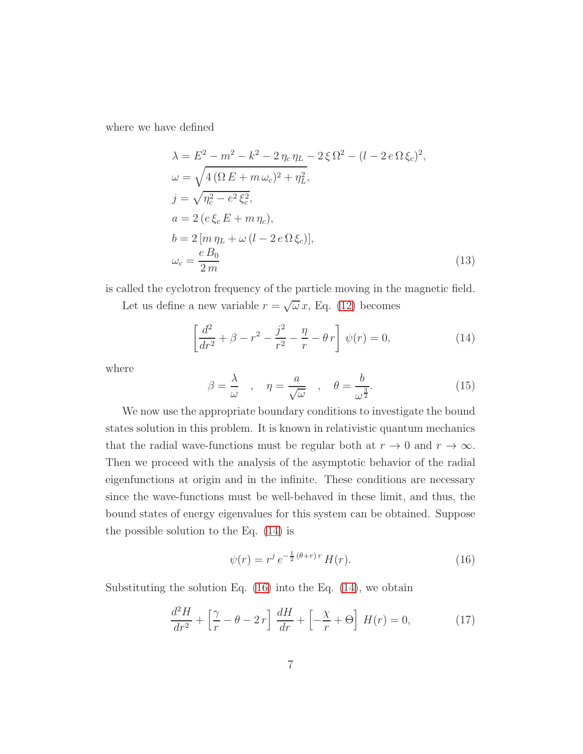where we have defined

$$
\begin{aligned}
&\lambda = E^2 - m^2 - k^2 - 2\,\eta_c\,\eta_L - 2\,\xi\,\Omega^2 - (l - 2\,e\,\Omega\,\xi_c)^2,\\
&\omega = \sqrt{4\,(\Omega\,E + m\,\omega_c)^2 + \eta_L^2},\\
&j = \sqrt{\eta_c^2 - e^2\,\xi_c^2},\\
&a = 2\,(e\,\xi_c\,E + m\,\eta_c),\\
&b = 2\,[m\,\eta_L + \omega\,(l - 2\,e\,\Omega\,\xi_c)],\\
&\omega_c = \frac{e\,B_0}{2\,m}
\end{aligned}
\tag{13}
$$

is called the cyclotron frequency of the particle moving in the magnetic field.

Let us define a new variable $r = \sqrt{\omega}\,x$, Eq. (12) becomes

$$
\left[\frac{d^2}{dr^2} + \beta - r^2 - \frac{j^2}{r^2} - \frac{\eta}{r} - \theta\,r\right]\,\psi(r) = 0,
\tag{14}
$$

where

$$
\beta = \frac{\lambda}{\omega} \quad , \quad \eta = \frac{a}{\sqrt{\omega}} \quad , \quad \theta = \frac{b}{\omega^{\frac{3}{2}}}.
\tag{15}
$$

We now use the appropriate boundary conditions to investigate the bound states solution in this problem. It is known in relativistic quantum mechanics that the radial wave-functions must be regular both at $r \to 0$ and $r \to \infty$. Then we proceed with the analysis of the asymptotic behavior of the radial eigenfunctions at origin and in the infinite. These conditions are necessary since the wave-functions must be well-behaved in these limit, and thus, the bound states of energy eigenvalues for this system can be obtained. Suppose the possible solution to the Eq. (14) is

$$
\psi(r) = r^j\,e^{-\frac{1}{2}\,(\theta + r)\,r}\,H(r).
\tag{16}
$$

Substituting the solution Eq. (16) into the Eq. (14), we obtain

$$
\frac{d^2 H}{dr^2} + \left[\frac{\gamma}{r} - \theta - 2\,r\right]\,\frac{dH}{dr} + \left[-\frac{\chi}{r} + \Theta\right]\,H(r) = 0,
\tag{17}
$$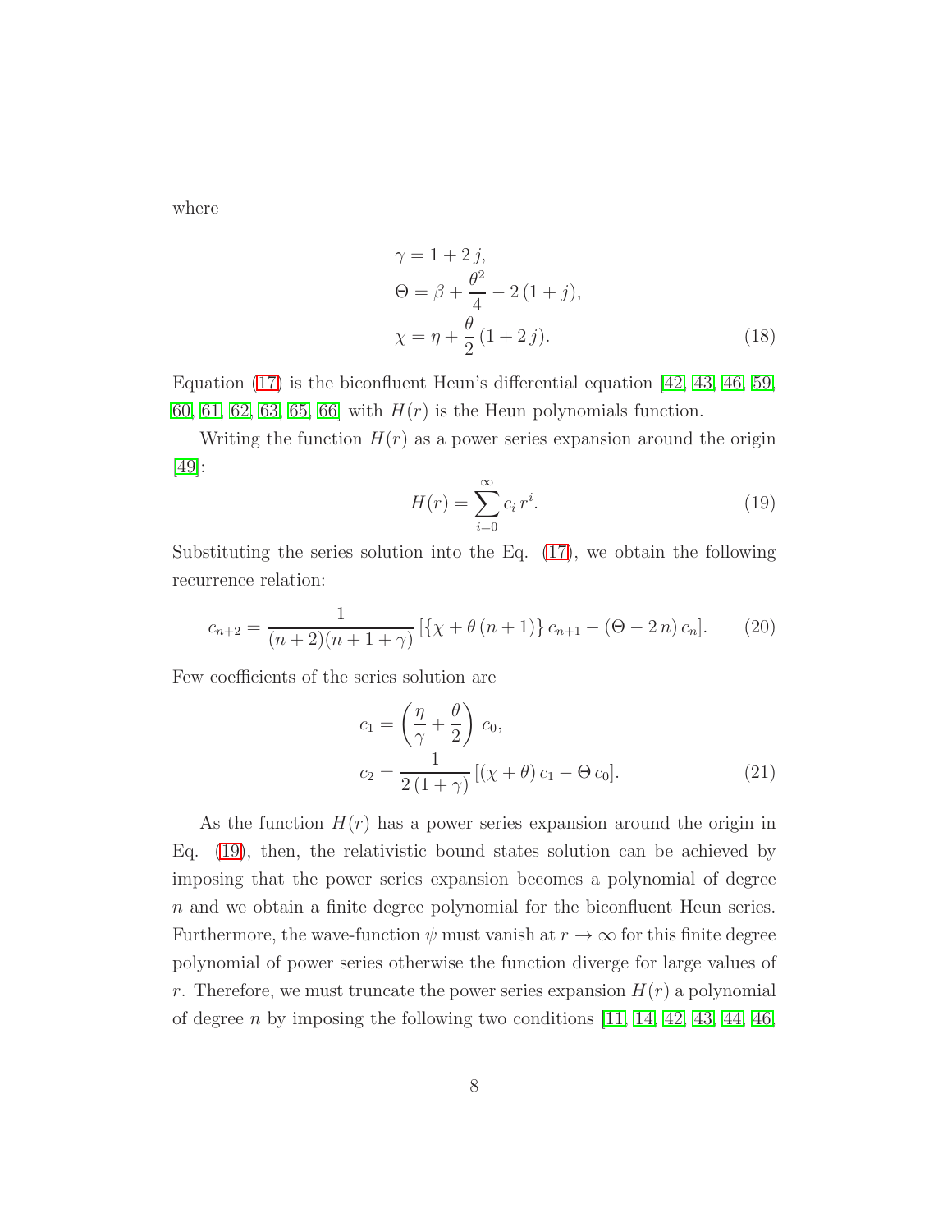where

$$\gamma = 1 + 2\,j,$$
$$\Theta = \beta + \frac{\theta^2}{4} - 2\,(1 + j),$$
$$\chi = \eta + \frac{\theta}{2}\,(1 + 2\,j). \tag{18}$$

Equation (17) is the biconfluent Heun's differential equation [42, 43, 46, 59, 60, 61, 62, 63, 65, 66] with $H(r)$ is the Heun polynomials function.

Writing the function $H(r)$ as a power series expansion around the origin [49]:

$$H(r) = \sum_{i=0}^{\infty} c_i\, r^i. \tag{19}$$

Substituting the series solution into the Eq. (17), we obtain the following recurrence relation:

$$c_{n+2} = \frac{1}{(n+2)(n+1+\gamma)}\,[\{\chi + \theta\,(n+1)\}\,c_{n+1} - (\Theta - 2\,n)\,c_n]. \tag{20}$$

Few coefficients of the series solution are

$$c_1 = \left(\frac{\eta}{\gamma} + \frac{\theta}{2}\right)\,c_0,$$
$$c_2 = \frac{1}{2\,(1+\gamma)}\,[(\chi + \theta)\,c_1 - \Theta\,c_0]. \tag{21}$$

As the function $H(r)$ has a power series expansion around the origin in Eq. (19), then, the relativistic bound states solution can be achieved by imposing that the power series expansion becomes a polynomial of degree $n$ and we obtain a finite degree polynomial for the biconfluent Heun series. Furthermore, the wave-function $\psi$ must vanish at $r \to \infty$ for this finite degree polynomial of power series otherwise the function diverge for large values of $r$. Therefore, we must truncate the power series expansion $H(r)$ a polynomial of degree $n$ by imposing the following two conditions [11, 14, 42, 43, 44, 46,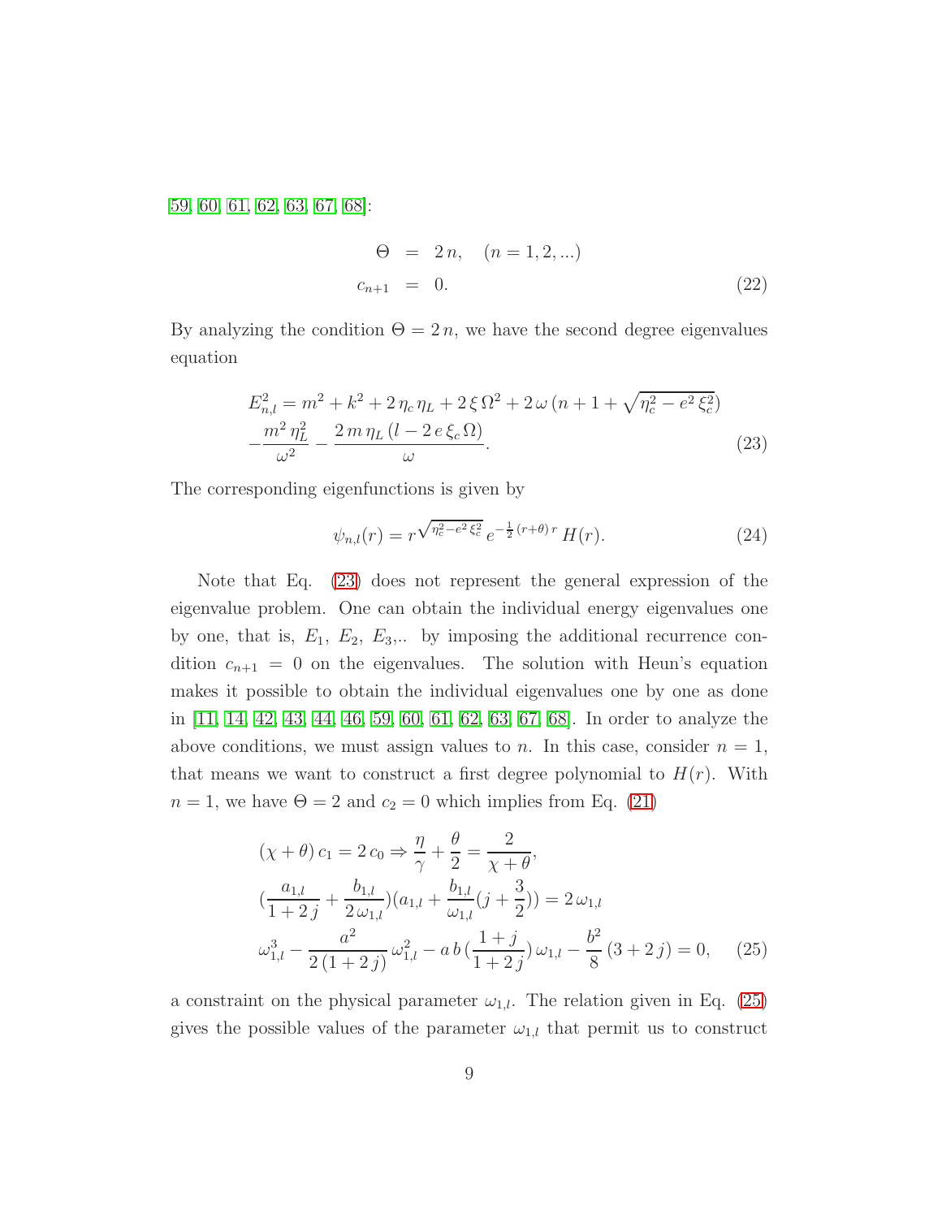59, 60, 61, 62, 63, 67, 68]:

$$\begin{aligned}
\Theta &= 2\,n, \quad (n = 1, 2, ...) \\
c_{n+1} &= 0.
\end{aligned} \tag{22}$$

By analyzing the condition $\Theta = 2\,n$, we have the second degree eigenvalues equation

$$\begin{aligned}
E_{n,l}^2 &= m^2 + k^2 + 2\,\eta_c\,\eta_L + 2\,\xi\,\Omega^2 + 2\,\omega\,(n + 1 + \sqrt{\eta_c^2 - e^2\,\xi_c^2}) \\
&- \frac{m^2\,\eta_L^2}{\omega^2} - \frac{2\,m\,\eta_L\,(l - 2\,e\,\xi_c\,\Omega)}{\omega}.
\end{aligned} \tag{23}$$

The corresponding eigenfunctions is given by

$$\psi_{n,l}(r) = r^{\sqrt{\eta_c^2 - e^2\,\xi_c^2}}\,e^{-\frac{1}{2}\,(r+\theta)\,r}\,H(r). \tag{24}$$

Note that Eq. (23) does not represent the general expression of the eigenvalue problem. One can obtain the individual energy eigenvalues one by one, that is, $E_1$, $E_2$, $E_3$,.. by imposing the additional recurrence condition $c_{n+1} = 0$ on the eigenvalues. The solution with Heun's equation makes it possible to obtain the individual eigenvalues one by one as done in [11, 14, 42, 43, 44, 46, 59, 60, 61, 62, 63, 67, 68]. In order to analyze the above conditions, we must assign values to $n$. In this case, consider $n = 1$, that means we want to construct a first degree polynomial to $H(r)$. With $n = 1$, we have $\Theta = 2$ and $c_2 = 0$ which implies from Eq. (21)

$$\begin{aligned}
&(\chi + \theta)\,c_1 = 2\,c_0 \Rightarrow \frac{\eta}{\gamma} + \frac{\theta}{2} = \frac{2}{\chi + \theta}, \\
&(\frac{a_{1,l}}{1 + 2\,j} + \frac{b_{1,l}}{2\,\omega_{1,l}})(a_{1,l} + \frac{b_{1,l}}{\omega_{1,l}}(j + \frac{3}{2})) = 2\,\omega_{1,l} \\
&\omega_{1,l}^3 - \frac{a^2}{2\,(1 + 2\,j)}\,\omega_{1,l}^2 - a\,b\,(\frac{1 + j}{1 + 2\,j})\,\omega_{1,l} - \frac{b^2}{8}\,(3 + 2\,j) = 0,
\end{aligned} \tag{25}$$

a constraint on the physical parameter $\omega_{1,l}$. The relation given in Eq. (25) gives the possible values of the parameter $\omega_{1,l}$ that permit us to construct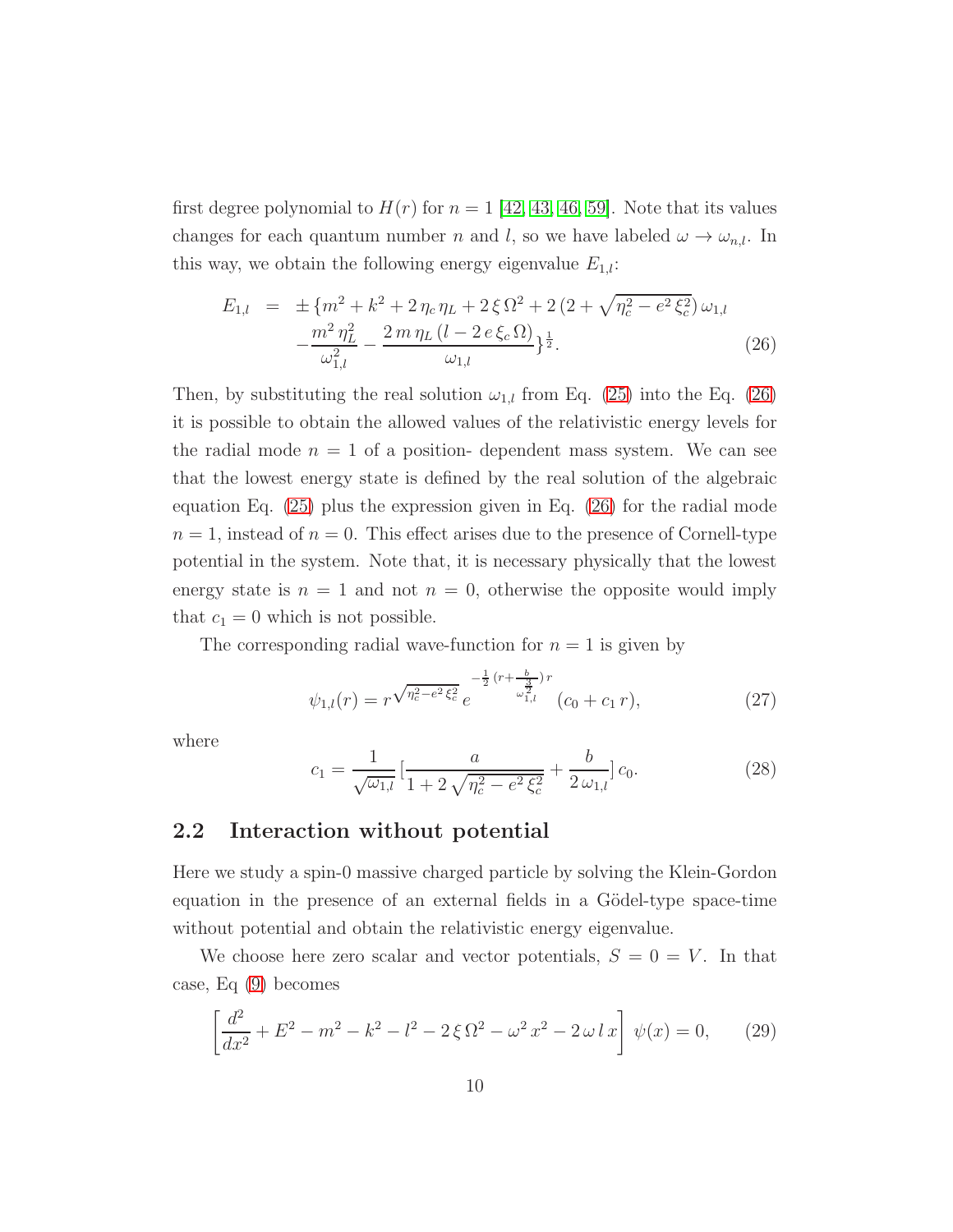first degree polynomial to $H(r)$ for $n=1$ [42, 43, 46, 59]. Note that its values changes for each quantum number $n$ and $l$, so we have labeled $\omega \to \omega_{n,l}$. In this way, we obtain the following energy eigenvalue $E_{1,l}$:

$$
\begin{aligned}
E_{1,l} &= \pm\{m^2 + k^2 + 2\,\eta_c\,\eta_L + 2\,\xi\,\Omega^2 + 2\,(2 + \sqrt{\eta_c^2 - e^2\,\xi_c^2})\,\omega_{1,l} \\
&\quad - \frac{m^2\,\eta_L^2}{\omega_{1,l}^2} - \frac{2\,m\,\eta_L\,(l - 2\,e\,\xi_c\,\Omega)}{\omega_{1,l}}\}^{\frac{1}{2}}.
\end{aligned} \tag{26}
$$

Then, by substituting the real solution $\omega_{1,l}$ from Eq. (25) into the Eq. (26) it is possible to obtain the allowed values of the relativistic energy levels for the radial mode $n=1$ of a position- dependent mass system. We can see that the lowest energy state is defined by the real solution of the algebraic equation Eq. (25) plus the expression given in Eq. (26) for the radial mode $n=1$, instead of $n=0$. This effect arises due to the presence of Cornell-type potential in the system. Note that, it is necessary physically that the lowest energy state is $n=1$ and not $n=0$, otherwise the opposite would imply that $c_1 = 0$ which is not possible.

The corresponding radial wave-function for $n=1$ is given by

$$
\psi_{1,l}(r) = r^{\sqrt{\eta_c^2 - e^2\,\xi_c^2}}\, e^{-\frac{1}{2}\,(r + \frac{b}{\omega_{1,l}^{\frac{3}{2}}})\,r}\,(c_0 + c_1\,r), \tag{27}
$$

where

$$
c_1 = \frac{1}{\sqrt{\omega_{1,l}}}\,[\frac{a}{1 + 2\,\sqrt{\eta_c^2 - e^2\,\xi_c^2}} + \frac{b}{2\,\omega_{1,l}}]\,c_0. \tag{28}
$$

## 2.2 Interaction without potential

Here we study a spin-0 massive charged particle by solving the Klein-Gordon equation in the presence of an external fields in a Gödel-type space-time without potential and obtain the relativistic energy eigenvalue.

We choose here zero scalar and vector potentials, $S = 0 = V$. In that case, Eq (9) becomes

$$
\left[\frac{d^2}{dx^2} + E^2 - m^2 - k^2 - l^2 - 2\,\xi\,\Omega^2 - \omega^2\,x^2 - 2\,\omega\,l\,x\right]\,\psi(x) = 0, \tag{29}
$$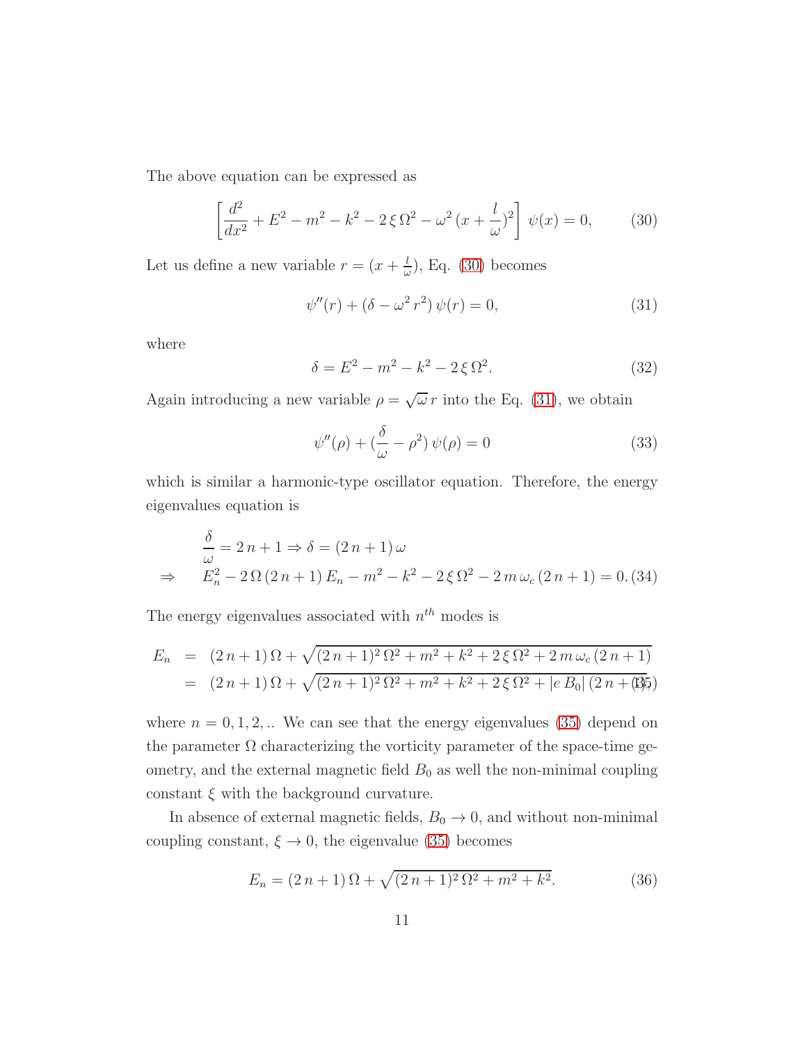The above equation can be expressed as

$$\left[\frac{d^2}{dx^2} + E^2 - m^2 - k^2 - 2\,\xi\,\Omega^2 - \omega^2\,(x + \frac{l}{\omega})^2\right]\,\psi(x) = 0, \tag{30}$$

Let us define a new variable $r = (x + \frac{l}{\omega})$, Eq. (30) becomes

$$\psi''(r) + (\delta - \omega^2\,r^2)\,\psi(r) = 0, \tag{31}$$

where

$$\delta = E^2 - m^2 - k^2 - 2\,\xi\,\Omega^2. \tag{32}$$

Again introducing a new variable $\rho = \sqrt{\omega}\,r$ into the Eq. (31), we obtain

$$\psi''(\rho) + (\frac{\delta}{\omega} - \rho^2)\,\psi(\rho) = 0 \tag{33}$$

which is similar a harmonic-type oscillator equation. Therefore, the energy eigenvalues equation is

$$\begin{aligned} & \frac{\delta}{\omega} = 2\,n + 1 \Rightarrow \delta = (2\,n + 1)\,\omega \\ \Rightarrow \quad & E_n^2 - 2\,\Omega\,(2\,n + 1)\,E_n - m^2 - k^2 - 2\,\xi\,\Omega^2 - 2\,m\,\omega_c\,(2\,n + 1) = 0. \end{aligned} \tag{34}$$

The energy eigenvalues associated with $n^{th}$ modes is

$$\begin{aligned} E_n &= (2\,n + 1)\,\Omega + \sqrt{(2\,n + 1)^2\,\Omega^2 + m^2 + k^2 + 2\,\xi\,\Omega^2 + 2\,m\,\omega_c\,(2\,n + 1)} \\ &= (2\,n + 1)\,\Omega + \sqrt{(2\,n + 1)^2\,\Omega^2 + m^2 + k^2 + 2\,\xi\,\Omega^2 + |e\,B_0|\,(2\,n + 1)} \end{aligned} \tag{35}$$

where $n = 0, 1, 2, ..$ We can see that the energy eigenvalues (35) depend on the parameter $\Omega$ characterizing the vorticity parameter of the space-time geometry, and the external magnetic field $B_0$ as well the non-minimal coupling constant $\xi$ with the background curvature.

In absence of external magnetic fields, $B_0 \to 0$, and without non-minimal coupling constant, $\xi \to 0$, the eigenvalue (35) becomes

$$E_n = (2\,n + 1)\,\Omega + \sqrt{(2\,n + 1)^2\,\Omega^2 + m^2 + k^2}. \tag{36}$$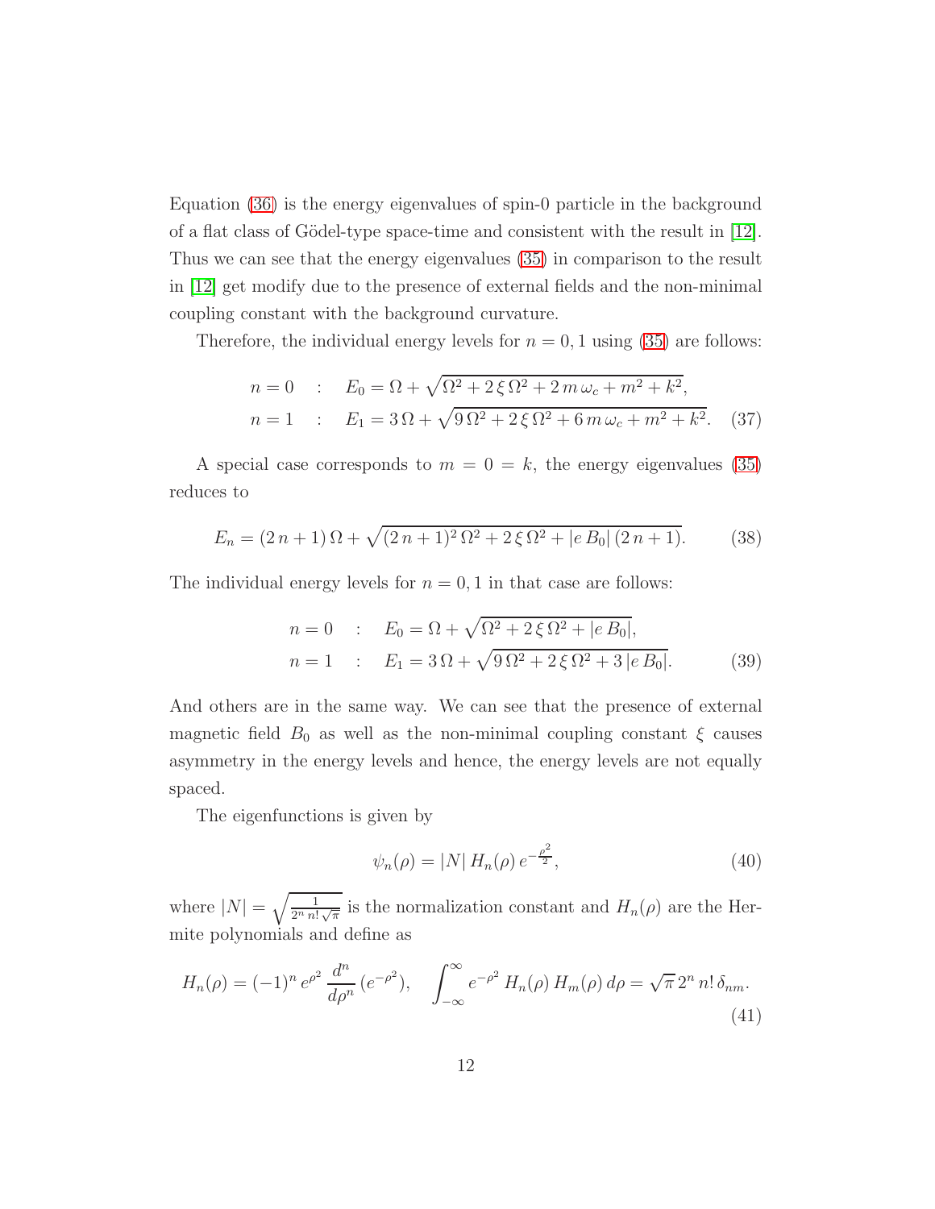Equation (36) is the energy eigenvalues of spin-0 particle in the background of a flat class of Gödel-type space-time and consistent with the result in [12]. Thus we can see that the energy eigenvalues (35) in comparison to the result in [12] get modify due to the presence of external fields and the non-minimal coupling constant with the background curvature.

Therefore, the individual energy levels for $n = 0, 1$ using (35) are follows:

$$
\begin{aligned}
n = 0 \quad &: \quad E_0 = \Omega + \sqrt{\Omega^2 + 2\,\xi\,\Omega^2 + 2\,m\,\omega_c + m^2 + k^2}, \\
n = 1 \quad &: \quad E_1 = 3\,\Omega + \sqrt{9\,\Omega^2 + 2\,\xi\,\Omega^2 + 6\,m\,\omega_c + m^2 + k^2}.
\end{aligned} \tag{37}
$$

A special case corresponds to $m = 0 = k$, the energy eigenvalues (35) reduces to

$$
E_n = (2\,n + 1)\,\Omega + \sqrt{(2\,n + 1)^2\,\Omega^2 + 2\,\xi\,\Omega^2 + |e\,B_0|\,(2\,n + 1)}. \tag{38}
$$

The individual energy levels for $n = 0, 1$ in that case are follows:

$$
\begin{aligned}
n = 0 \quad &: \quad E_0 = \Omega + \sqrt{\Omega^2 + 2\,\xi\,\Omega^2 + |e\,B_0|}, \\
n = 1 \quad &: \quad E_1 = 3\,\Omega + \sqrt{9\,\Omega^2 + 2\,\xi\,\Omega^2 + 3\,|e\,B_0|}.
\end{aligned} \tag{39}
$$

And others are in the same way. We can see that the presence of external magnetic field $B_0$ as well as the non-minimal coupling constant $\xi$ causes asymmetry in the energy levels and hence, the energy levels are not equally spaced.

The eigenfunctions is given by

$$
\psi_n(\rho) = |N|\,H_n(\rho)\,e^{-\frac{\rho^2}{2}}, \tag{40}
$$

where $|N| = \sqrt{\frac{1}{2^n\,n!\,\sqrt{\pi}}}$ is the normalization constant and $H_n(\rho)$ are the Hermite polynomials and define as

$$
H_n(\rho) = (-1)^n\,e^{\rho^2}\,\frac{d^n}{d\rho^n}\,(e^{-\rho^2}), \quad \int_{-\infty}^{\infty} e^{-\rho^2}\,H_n(\rho)\,H_m(\rho)\,d\rho = \sqrt{\pi}\,2^n\,n!\,\delta_{nm}. \tag{41}
$$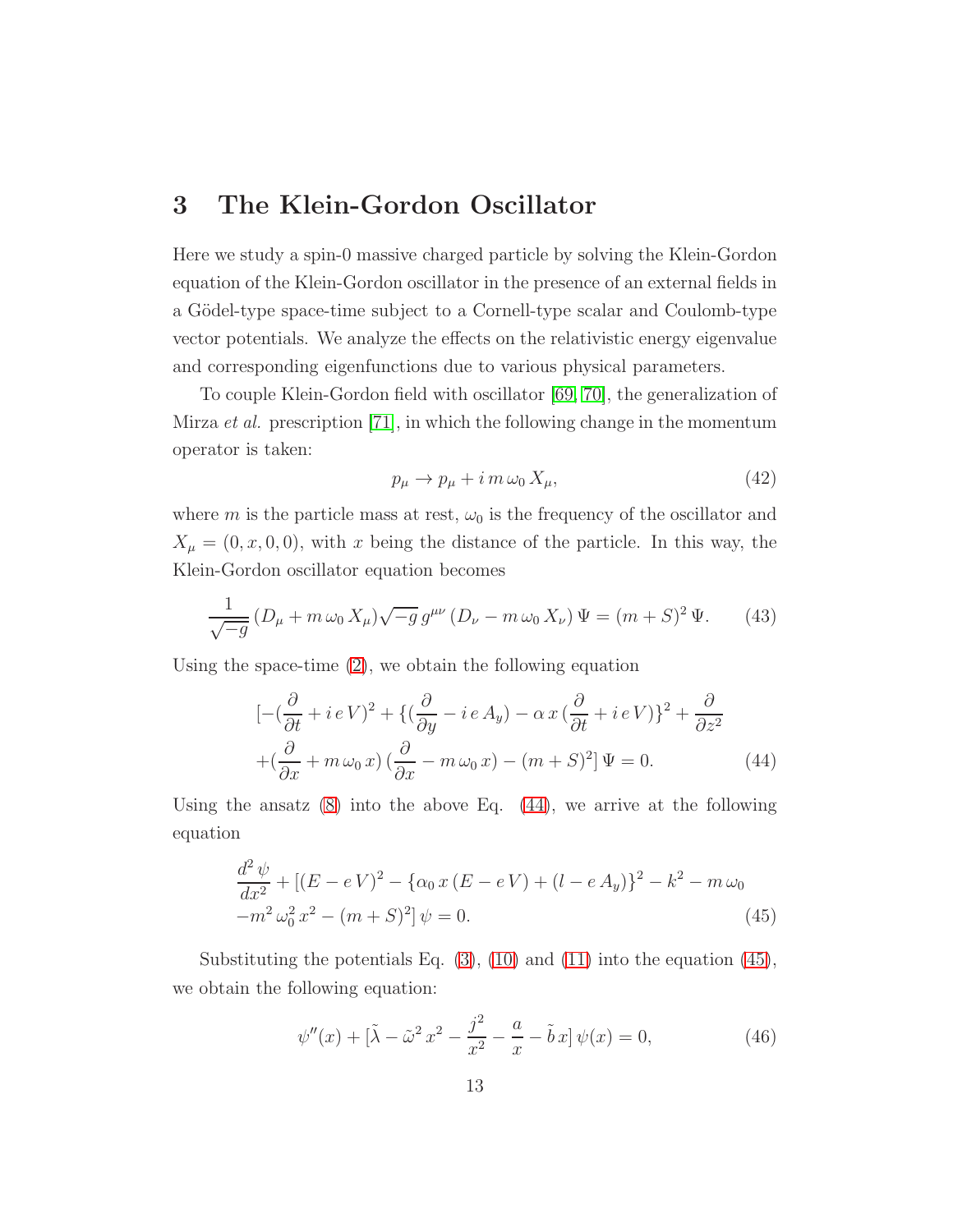## 3 The Klein-Gordon Oscillator

Here we study a spin-0 massive charged particle by solving the Klein-Gordon equation of the Klein-Gordon oscillator in the presence of an external fields in a Gödel-type space-time subject to a Cornell-type scalar and Coulomb-type vector potentials. We analyze the effects on the relativistic energy eigenvalue and corresponding eigenfunctions due to various physical parameters.

To couple Klein-Gordon field with oscillator [69, 70], the generalization of Mirza *et al.* prescription [71], in which the following change in the momentum operator is taken:

$$p_\mu \to p_\mu + i\, m\, \omega_0\, X_\mu, \tag{42}$$

where $m$ is the particle mass at rest, $\omega_0$ is the frequency of the oscillator and $X_\mu = (0, x, 0, 0)$, with $x$ being the distance of the particle. In this way, the Klein-Gordon oscillator equation becomes

$$\frac{1}{\sqrt{-g}}\,(D_\mu + m\,\omega_0\,X_\mu)\sqrt{-g}\,g^{\mu\nu}\,(D_\nu - m\,\omega_0\,X_\nu)\,\Psi = (m+S)^2\,\Psi. \tag{43}$$

Using the space-time (2), we obtain the following equation

$$\begin{aligned}
&[-(\frac{\partial}{\partial t} + i\,e\,V)^2 + \{(\frac{\partial}{\partial y} - i\,e\,A_y) - \alpha\,x\,(\frac{\partial}{\partial t} + i\,e\,V)\}^2 + \frac{\partial}{\partial z^2} \\
&+(\frac{\partial}{\partial x} + m\,\omega_0\,x)\,(\frac{\partial}{\partial x} - m\,\omega_0\,x) - (m+S)^2]\,\Psi = 0.
\end{aligned} \tag{44}$$

Using the ansatz (8) into the above Eq. (44), we arrive at the following equation

$$\begin{aligned}
&\frac{d^2\,\psi}{dx^2} + [(E - e\,V)^2 - \{\alpha_0\,x\,(E - e\,V) + (l - e\,A_y)\}^2 - k^2 - m\,\omega_0 \\
&-m^2\,\omega_0^2\,x^2 - (m+S)^2]\,\psi = 0.
\end{aligned} \tag{45}$$

Substituting the potentials Eq. (3), (10) and (11) into the equation (45), we obtain the following equation:

$$\psi''(x) + [\tilde{\lambda} - \tilde{\omega}^2\,x^2 - \frac{j^2}{x^2} - \frac{a}{x} - \tilde{b}\,x]\,\psi(x) = 0, \tag{46}$$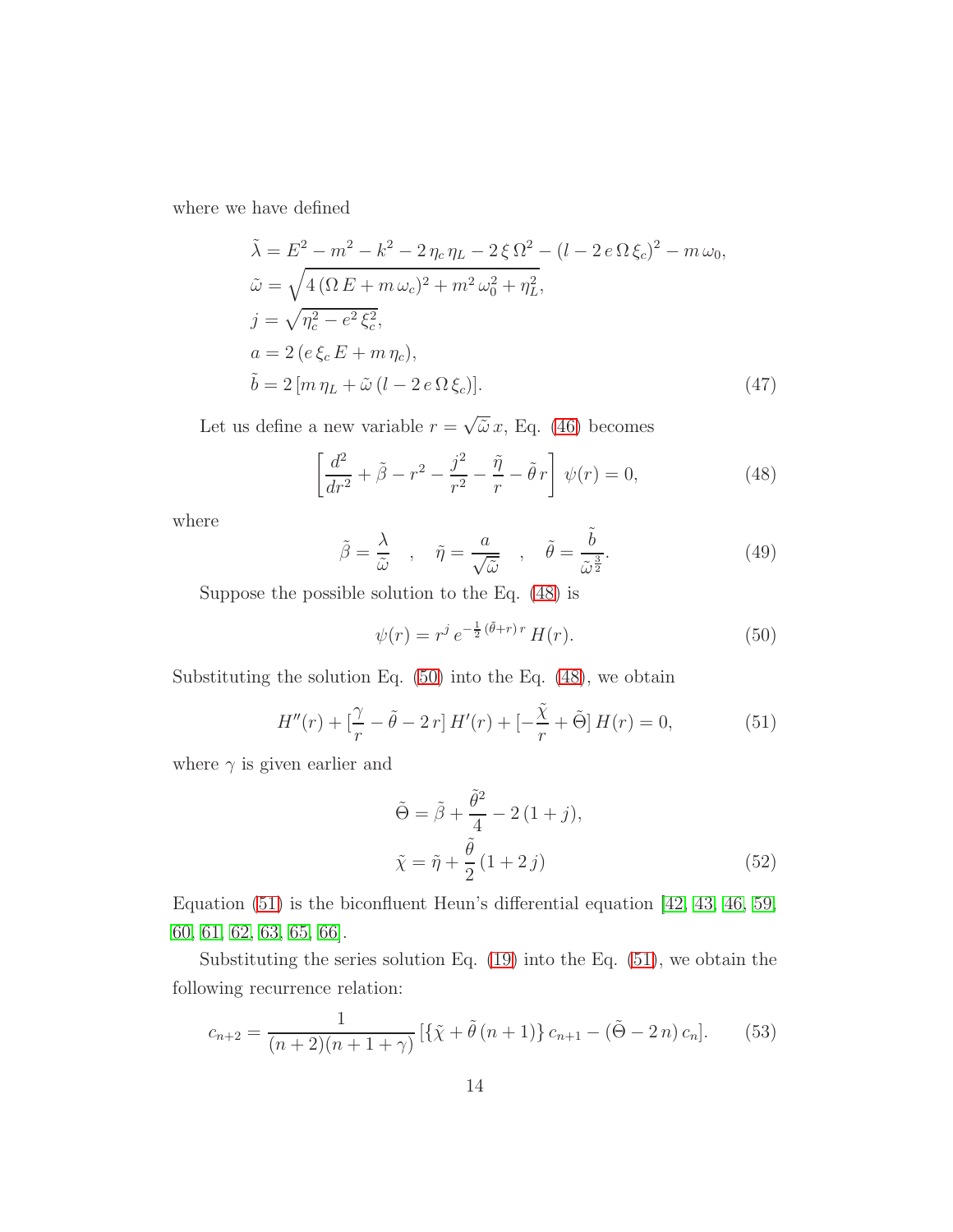where we have defined

$$
\begin{aligned}
\tilde{\lambda} &= E^2 - m^2 - k^2 - 2\,\eta_c\,\eta_L - 2\,\xi\,\Omega^2 - (l - 2\,e\,\Omega\,\xi_c)^2 - m\,\omega_0,\\
\tilde{\omega} &= \sqrt{4\,(\Omega\,E + m\,\omega_c)^2 + m^2\,\omega_0^2 + \eta_L^2},\\
j &= \sqrt{\eta_c^2 - e^2\,\xi_c^2},\\
a &= 2\,(e\,\xi_c\,E + m\,\eta_c),\\
\tilde{b} &= 2\,[m\,\eta_L + \tilde{\omega}\,(l - 2\,e\,\Omega\,\xi_c)].
\end{aligned} \tag{47}
$$

Let us define a new variable $r = \sqrt{\tilde{\omega}}\,x$, Eq. (46) becomes

$$
\left[\frac{d^2}{dr^2} + \tilde{\beta} - r^2 - \frac{j^2}{r^2} - \frac{\tilde{\eta}}{r} - \tilde{\theta}\,r\right]\,\psi(r) = 0, \tag{48}
$$

where

$$
\tilde{\beta} = \frac{\lambda}{\tilde{\omega}} \quad , \quad \tilde{\eta} = \frac{a}{\sqrt{\tilde{\omega}}} \quad , \quad \tilde{\theta} = \frac{\tilde{b}}{\tilde{\omega}^{\frac{3}{2}}}. \tag{49}
$$

Suppose the possible solution to the Eq. (48) is

$$
\psi(r) = r^j\,e^{-\frac{1}{2}\,(\tilde{\theta}+r)\,r}\,H(r). \tag{50}
$$

Substituting the solution Eq. (50) into the Eq. (48), we obtain

$$
H''(r) + [\frac{\gamma}{r} - \tilde{\theta} - 2\,r]\,H'(r) + [-\frac{\tilde{\chi}}{r} + \tilde{\Theta}]\,H(r) = 0, \tag{51}
$$

where $\gamma$ is given earlier and

$$
\begin{aligned}
\tilde{\Theta} &= \tilde{\beta} + \frac{\tilde{\theta}^2}{4} - 2\,(1 + j),\\
\tilde{\chi} &= \tilde{\eta} + \frac{\tilde{\theta}}{2}\,(1 + 2\,j)
\end{aligned} \tag{52}
$$

Equation (51) is the biconfluent Heun's differential equation [42, 43, 46, 59, 60, 61, 62, 63, 65, 66].

Substituting the series solution Eq. (19) into the Eq. (51), we obtain the following recurrence relation:

$$
c_{n+2} = \frac{1}{(n+2)(n+1+\gamma)}\,[\{\tilde{\chi} + \tilde{\theta}\,(n+1)\}\,c_{n+1} - (\tilde{\Theta} - 2\,n)\,c_n]. \tag{53}
$$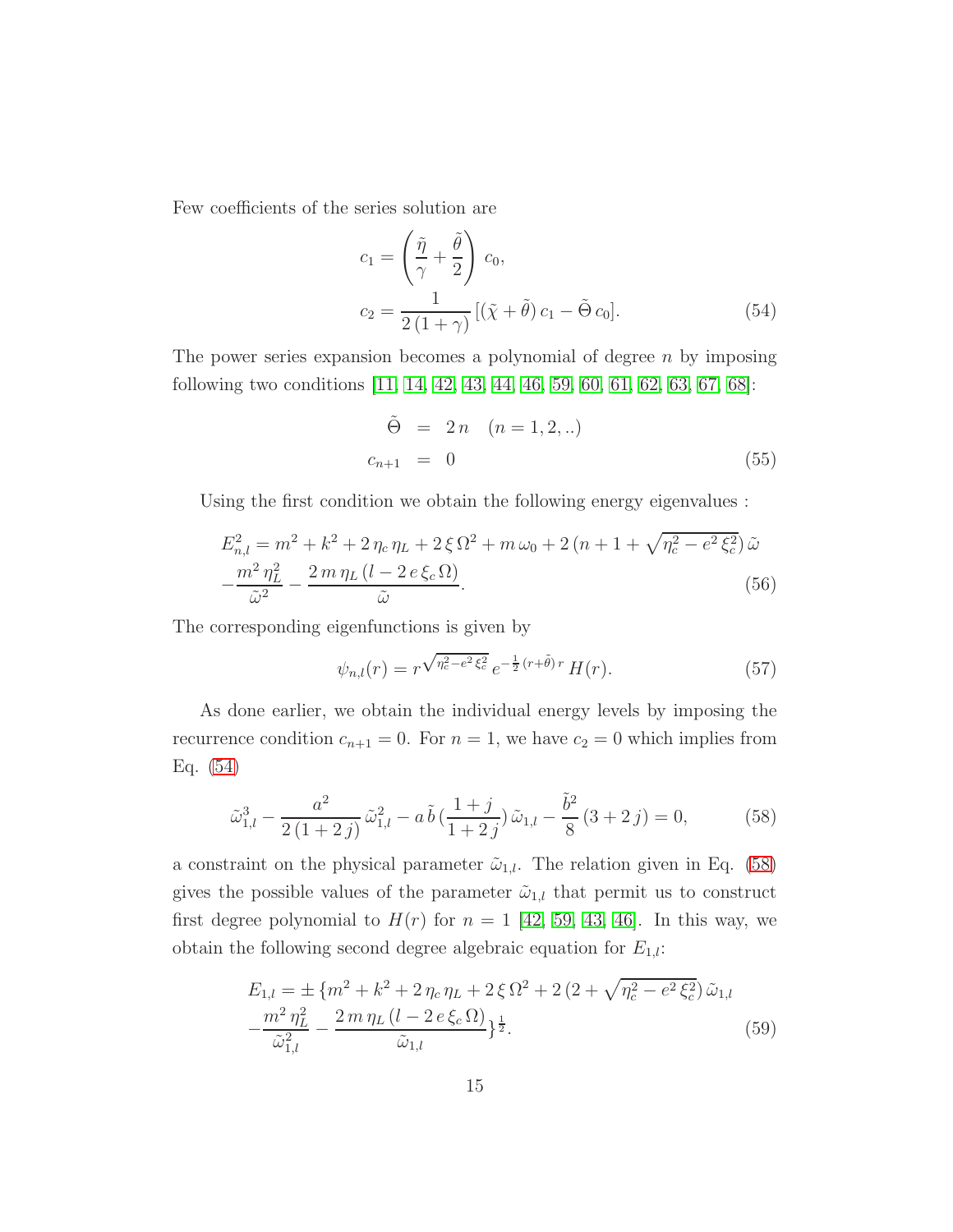Few coefficients of the series solution are

$$
\begin{aligned}
c_1 &= \left(\frac{\tilde{\eta}}{\gamma} + \frac{\tilde{\theta}}{2}\right)\, c_0, \\
c_2 &= \frac{1}{2\,(1+\gamma)}\,[(\tilde{\chi} + \tilde{\theta})\, c_1 - \tilde{\Theta}\, c_0].
\end{aligned} \tag{54}
$$

The power series expansion becomes a polynomial of degree $n$ by imposing following two conditions [11, 14, 42, 43, 44, 46, 59, 60, 61, 62, 63, 67, 68]:

$$
\begin{aligned}
\tilde{\Theta} &= 2\,n \quad (n = 1, 2, ..) \\
c_{n+1} &= 0
\end{aligned} \tag{55}
$$

Using the first condition we obtain the following energy eigenvalues :

$$
\begin{aligned}
E^2_{n,l} &= m^2 + k^2 + 2\,\eta_c\,\eta_L + 2\,\xi\,\Omega^2 + m\,\omega_0 + 2\,(n + 1 + \sqrt{\eta_c^2 - e^2\,\xi_c^2})\,\tilde{\omega} \\
&- \frac{m^2\,\eta_L^2}{\tilde{\omega}^2} - \frac{2\,m\,\eta_L\,(l - 2\,e\,\xi_c\,\Omega)}{\tilde{\omega}}.
\end{aligned} \tag{56}
$$

The corresponding eigenfunctions is given by

$$
\psi_{n,l}(r) = r^{\sqrt{\eta_c^2 - e^2\,\xi_c^2}}\, e^{-\frac{1}{2}\,(r + \tilde{\theta})\,r}\, H(r). \tag{57}
$$

As done earlier, we obtain the individual energy levels by imposing the recurrence condition $c_{n+1} = 0$. For $n = 1$, we have $c_2 = 0$ which implies from Eq. (54)

$$
\tilde{\omega}^3_{1,l} - \frac{a^2}{2\,(1+2\,j)}\,\tilde{\omega}^2_{1,l} - a\,\tilde{b}\,(\frac{1+j}{1+2\,j})\,\tilde{\omega}_{1,l} - \frac{\tilde{b}^2}{8}\,(3+2\,j) = 0, \tag{58}
$$

a constraint on the physical parameter $\tilde{\omega}_{1,l}$. The relation given in Eq. (58) gives the possible values of the parameter $\tilde{\omega}_{1,l}$ that permit us to construct first degree polynomial to $H(r)$ for $n = 1$ [42, 59, 43, 46]. In this way, we obtain the following second degree algebraic equation for $E_{1,l}$:

$$
\begin{aligned}
E_{1,l} &= \pm\,\{m^2 + k^2 + 2\,\eta_c\,\eta_L + 2\,\xi\,\Omega^2 + 2\,(2 + \sqrt{\eta_c^2 - e^2\,\xi_c^2})\,\tilde{\omega}_{1,l} \\
&- \frac{m^2\,\eta_L^2}{\tilde{\omega}^2_{1,l}} - \frac{2\,m\,\eta_L\,(l - 2\,e\,\xi_c\,\Omega)}{\tilde{\omega}_{1,l}}\}^{\frac{1}{2}}.
\end{aligned} \tag{59}
$$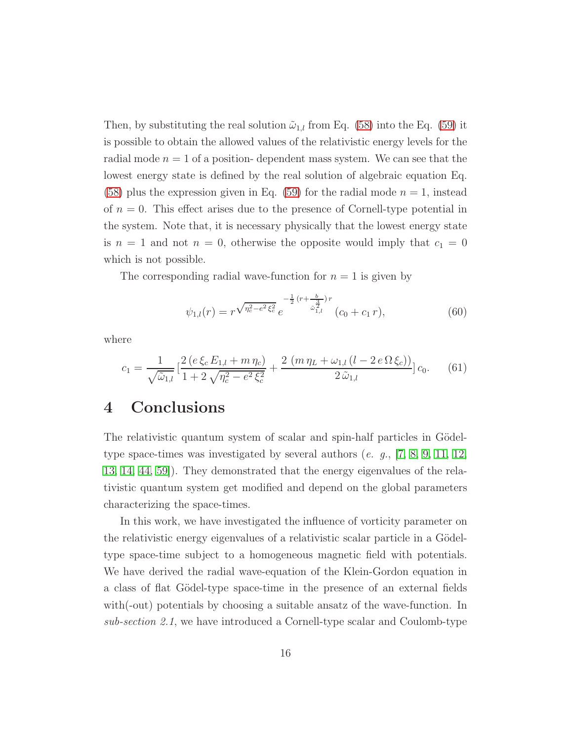Then, by substituting the real solution $\tilde{\omega}_{1,l}$ from Eq. (58) into the Eq. (59) it is possible to obtain the allowed values of the relativistic energy levels for the radial mode $n = 1$ of a position- dependent mass system. We can see that the lowest energy state is defined by the real solution of algebraic equation Eq. (58) plus the expression given in Eq. (59) for the radial mode $n = 1$, instead of $n = 0$. This effect arises due to the presence of Cornell-type potential in the system. Note that, it is necessary physically that the lowest energy state is $n = 1$ and not $n = 0$, otherwise the opposite would imply that $c_1 = 0$ which is not possible.

The corresponding radial wave-function for $n = 1$ is given by

$$\psi_{1,l}(r) = r^{\sqrt{\eta_c^2 - e^2\,\xi_c^2}}\, e^{-\frac{1}{2}\,(r + \frac{b}{\tilde{\omega}_{1,l}^{\frac{3}{2}}})\,r}\,(c_0 + c_1\,r), \tag{60}$$

where

$$c_1 = \frac{1}{\sqrt{\tilde{\omega}_{1,l}}}\,[\frac{2\,(e\,\xi_c\,E_{1,l} + m\,\eta_c)}{1 + 2\,\sqrt{\eta_c^2 - e^2\,\xi_c^2}} + \frac{2\,(m\,\eta_L + \omega_{1,l}\,(l - 2\,e\,\Omega\,\xi_c))}{2\,\tilde{\omega}_{1,l}}]\,c_0. \tag{61}$$

# 4 Conclusions

The relativistic quantum system of scalar and spin-half particles in Gödel-type space-times was investigated by several authors (*e. g.*, [7, 8, 9, 11, 12, 13, 14, 44, 59]). They demonstrated that the energy eigenvalues of the relativistic quantum system get modified and depend on the global parameters characterizing the space-times.

In this work, we have investigated the influence of vorticity parameter on the relativistic energy eigenvalues of a relativistic scalar particle in a Gödel-type space-time subject to a homogeneous magnetic field with potentials. We have derived the radial wave-equation of the Klein-Gordon equation in a class of flat Gödel-type space-time in the presence of an external fields with(-out) potentials by choosing a suitable ansatz of the wave-function. In *sub-section 2.1*, we have introduced a Cornell-type scalar and Coulomb-type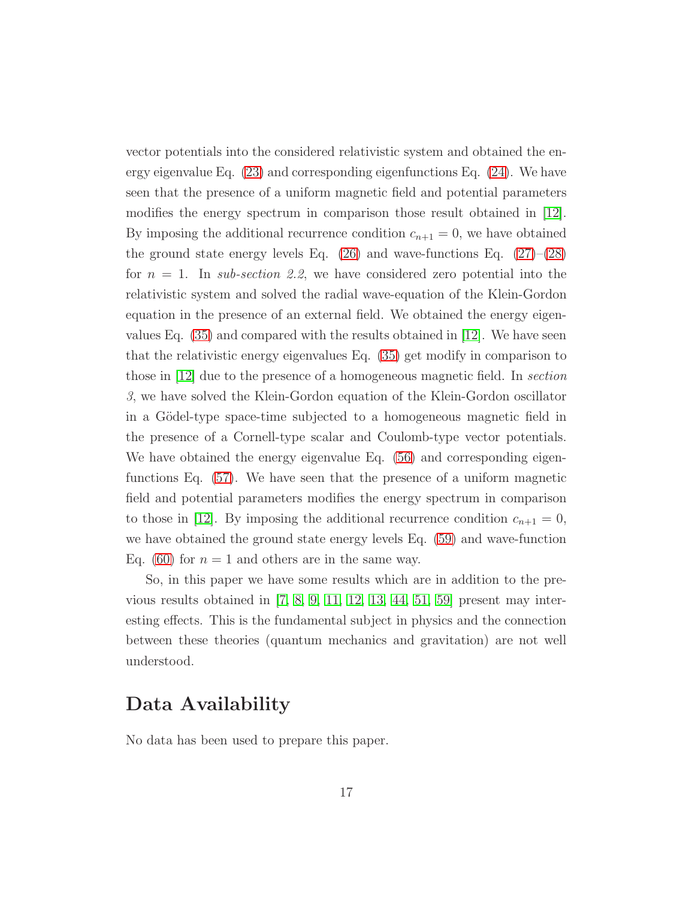vector potentials into the considered relativistic system and obtained the energy eigenvalue Eq. (23) and corresponding eigenfunctions Eq. (24). We have seen that the presence of a uniform magnetic field and potential parameters modifies the energy spectrum in comparison those result obtained in [12]. By imposing the additional recurrence condition $c_{n+1} = 0$, we have obtained the ground state energy levels Eq. (26) and wave-functions Eq. (27)–(28) for $n = 1$. In *sub-section 2.2*, we have considered zero potential into the relativistic system and solved the radial wave-equation of the Klein-Gordon equation in the presence of an external field. We obtained the energy eigenvalues Eq. (35) and compared with the results obtained in [12]. We have seen that the relativistic energy eigenvalues Eq. (35) get modify in comparison to those in [12] due to the presence of a homogeneous magnetic field. In *section 3*, we have solved the Klein-Gordon equation of the Klein-Gordon oscillator in a Gödel-type space-time subjected to a homogeneous magnetic field in the presence of a Cornell-type scalar and Coulomb-type vector potentials. We have obtained the energy eigenvalue Eq. (56) and corresponding eigenfunctions Eq. (57). We have seen that the presence of a uniform magnetic field and potential parameters modifies the energy spectrum in comparison to those in [12]. By imposing the additional recurrence condition $c_{n+1} = 0$, we have obtained the ground state energy levels Eq. (59) and wave-function Eq. (60) for $n = 1$ and others are in the same way.

So, in this paper we have some results which are in addition to the previous results obtained in [7, 8, 9, 11, 12, 13, 44, 51, 59] present may interesting effects. This is the fundamental subject in physics and the connection between these theories (quantum mechanics and gravitation) are not well understood.

# Data Availability

No data has been used to prepare this paper.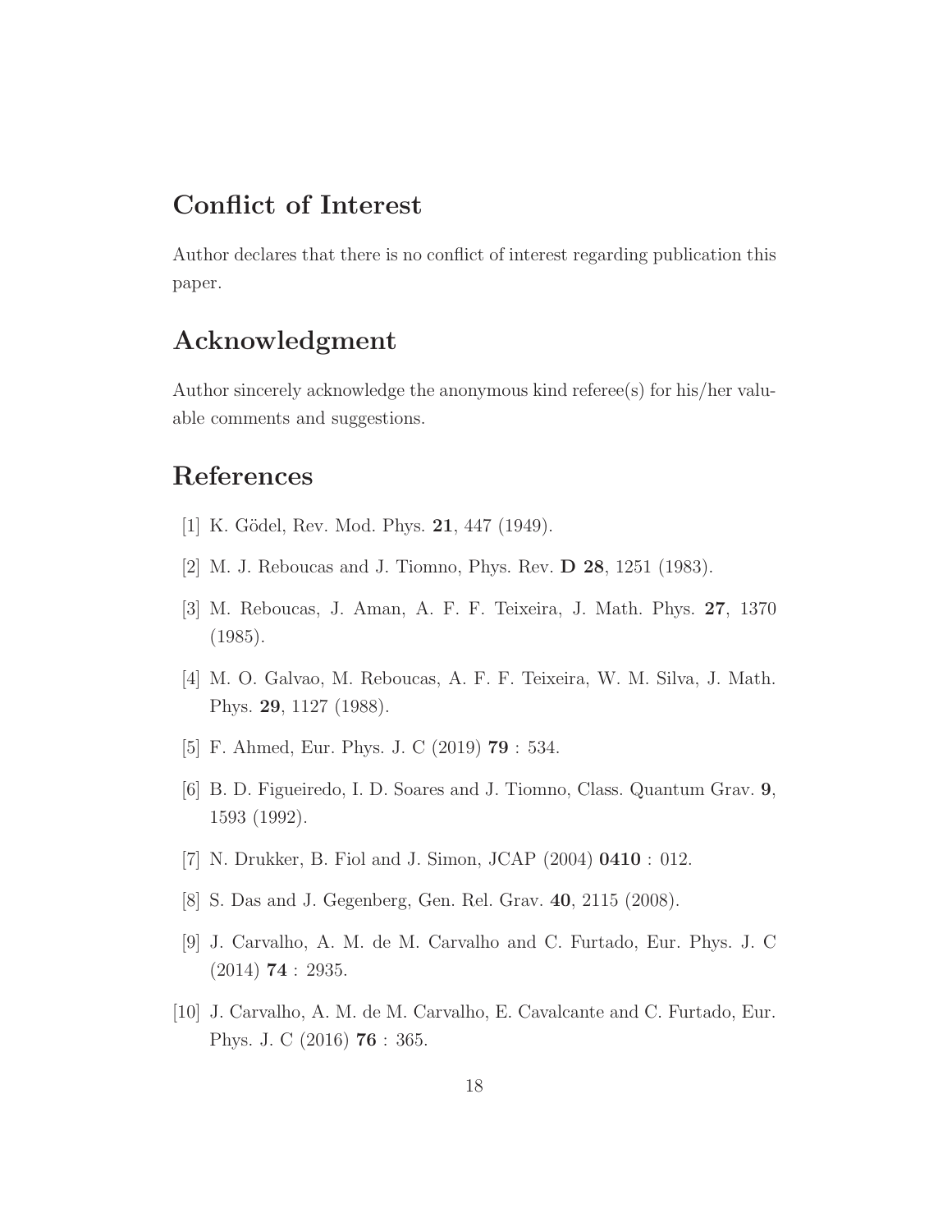## Conflict of Interest

Author declares that there is no conflict of interest regarding publication this paper.

## Acknowledgment

Author sincerely acknowledge the anonymous kind referee(s) for his/her valuable comments and suggestions.

## References

[1] K. Gödel, Rev. Mod. Phys. **21**, 447 (1949).

[2] M. J. Reboucas and J. Tiomno, Phys. Rev. **D 28**, 1251 (1983).

[3] M. Reboucas, J. Aman, A. F. F. Teixeira, J. Math. Phys. **27**, 1370 (1985).

[4] M. O. Galvao, M. Reboucas, A. F. F. Teixeira, W. M. Silva, J. Math. Phys. **29**, 1127 (1988).

[5] F. Ahmed, Eur. Phys. J. C (2019) **79** : 534.

[6] B. D. Figueiredo, I. D. Soares and J. Tiomno, Class. Quantum Grav. **9**, 1593 (1992).

[7] N. Drukker, B. Fiol and J. Simon, JCAP (2004) **0410** : 012.

[8] S. Das and J. Gegenberg, Gen. Rel. Grav. **40**, 2115 (2008).

[9] J. Carvalho, A. M. de M. Carvalho and C. Furtado, Eur. Phys. J. C (2014) **74** : 2935.

[10] J. Carvalho, A. M. de M. Carvalho, E. Cavalcante and C. Furtado, Eur. Phys. J. C (2016) **76** : 365.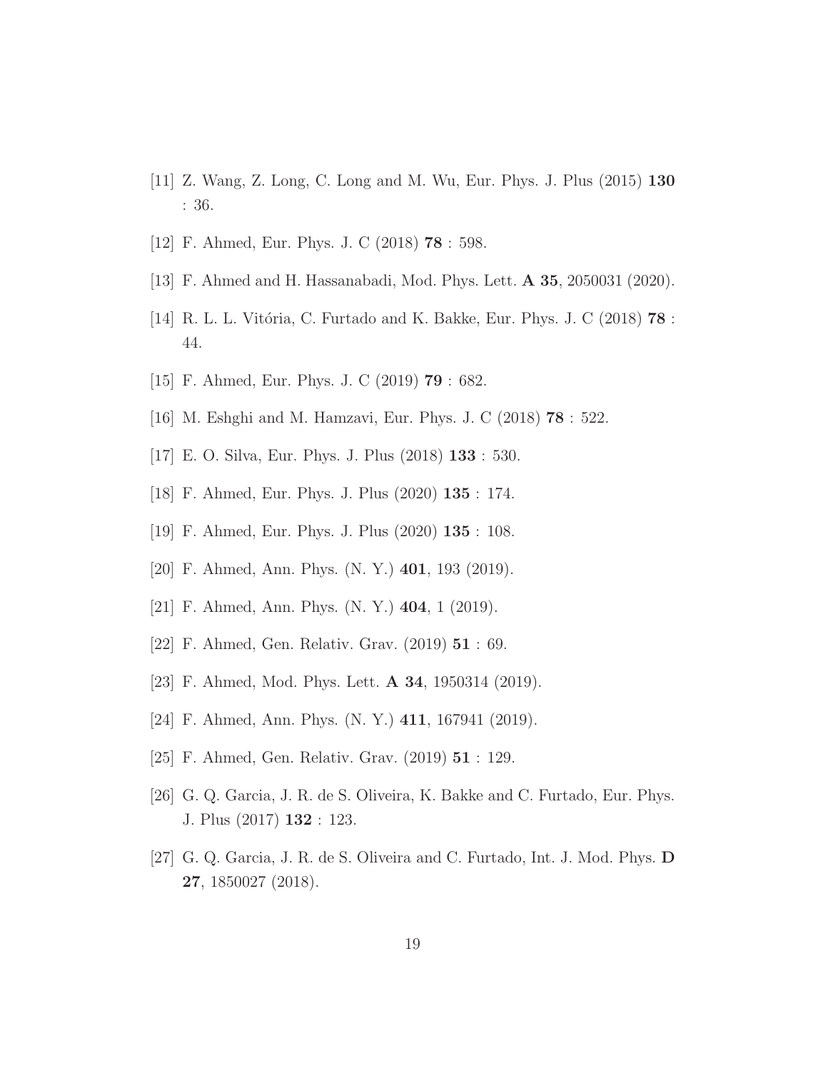[11] Z. Wang, Z. Long, C. Long and M. Wu, Eur. Phys. J. Plus (2015) **130** : 36.

[12] F. Ahmed, Eur. Phys. J. C (2018) **78** : 598.

[13] F. Ahmed and H. Hassanabadi, Mod. Phys. Lett. **A 35**, 2050031 (2020).

[14] R. L. L. Vitória, C. Furtado and K. Bakke, Eur. Phys. J. C (2018) **78** : 44.

[15] F. Ahmed, Eur. Phys. J. C (2019) **79** : 682.

[16] M. Eshghi and M. Hamzavi, Eur. Phys. J. C (2018) **78** : 522.

[17] E. O. Silva, Eur. Phys. J. Plus (2018) **133** : 530.

[18] F. Ahmed, Eur. Phys. J. Plus (2020) **135** : 174.

[19] F. Ahmed, Eur. Phys. J. Plus (2020) **135** : 108.

[20] F. Ahmed, Ann. Phys. (N. Y.) **401**, 193 (2019).

[21] F. Ahmed, Ann. Phys. (N. Y.) **404**, 1 (2019).

[22] F. Ahmed, Gen. Relativ. Grav. (2019) **51** : 69.

[23] F. Ahmed, Mod. Phys. Lett. **A 34**, 1950314 (2019).

[24] F. Ahmed, Ann. Phys. (N. Y.) **411**, 167941 (2019).

[25] F. Ahmed, Gen. Relativ. Grav. (2019) **51** : 129.

[26] G. Q. Garcia, J. R. de S. Oliveira, K. Bakke and C. Furtado, Eur. Phys. J. Plus (2017) **132** : 123.

[27] G. Q. Garcia, J. R. de S. Oliveira and C. Furtado, Int. J. Mod. Phys. **D 27**, 1850027 (2018).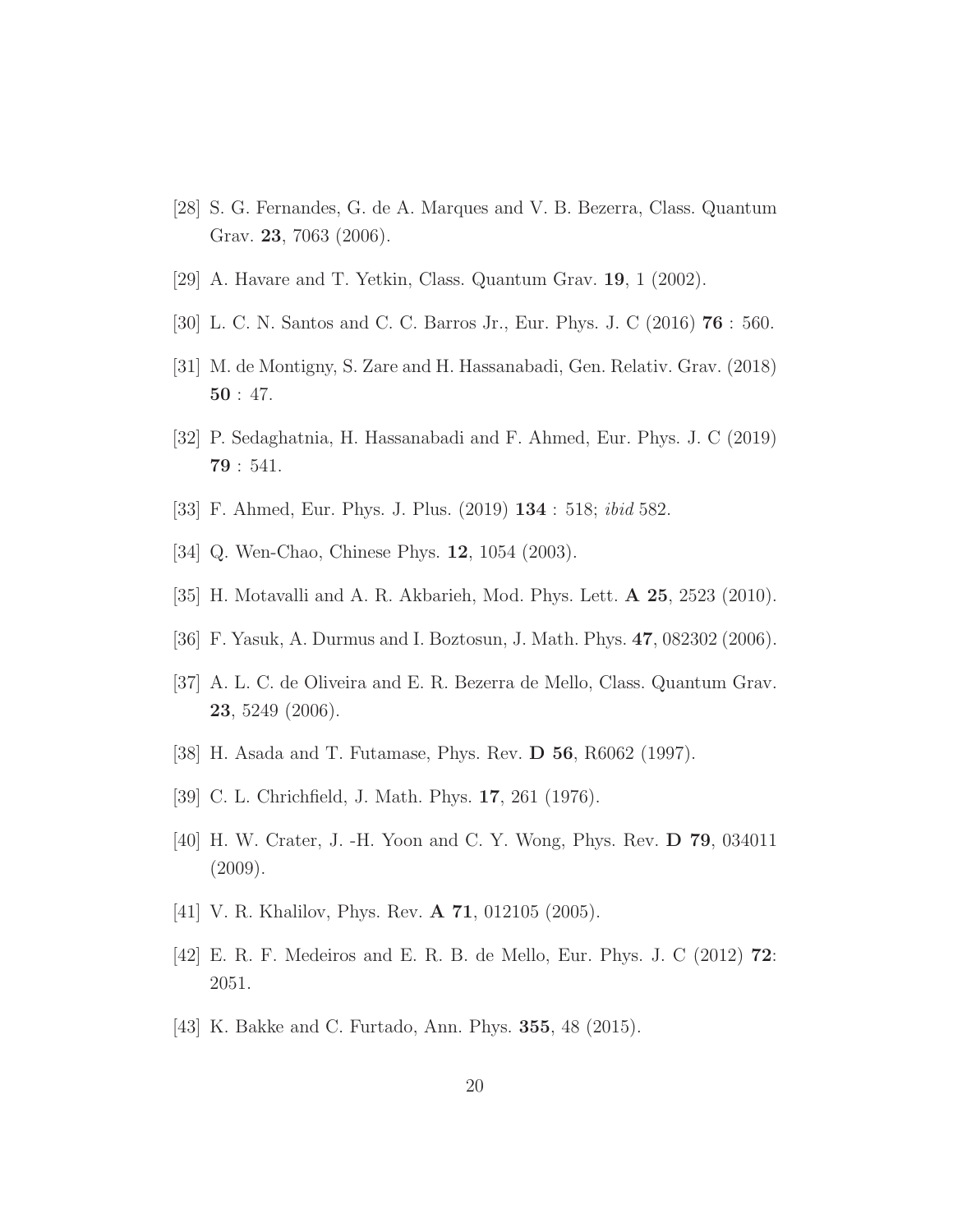[28] S. G. Fernandes, G. de A. Marques and V. B. Bezerra, Class. Quantum Grav. **23**, 7063 (2006).

[29] A. Havare and T. Yetkin, Class. Quantum Grav. **19**, 1 (2002).

[30] L. C. N. Santos and C. C. Barros Jr., Eur. Phys. J. C (2016) **76** : 560.

[31] M. de Montigny, S. Zare and H. Hassanabadi, Gen. Relativ. Grav. (2018) **50** : 47.

[32] P. Sedaghatnia, H. Hassanabadi and F. Ahmed, Eur. Phys. J. C (2019) **79** : 541.

[33] F. Ahmed, Eur. Phys. J. Plus. (2019) **134** : 518; *ibid* 582.

[34] Q. Wen-Chao, Chinese Phys. **12**, 1054 (2003).

[35] H. Motavalli and A. R. Akbarieh, Mod. Phys. Lett. **A 25**, 2523 (2010).

[36] F. Yasuk, A. Durmus and I. Boztosun, J. Math. Phys. **47**, 082302 (2006).

[37] A. L. C. de Oliveira and E. R. Bezerra de Mello, Class. Quantum Grav. **23**, 5249 (2006).

[38] H. Asada and T. Futamase, Phys. Rev. **D 56**, R6062 (1997).

[39] C. L. Chrichfield, J. Math. Phys. **17**, 261 (1976).

[40] H. W. Crater, J. -H. Yoon and C. Y. Wong, Phys. Rev. **D 79**, 034011 (2009).

[41] V. R. Khalilov, Phys. Rev. **A 71**, 012105 (2005).

[42] E. R. F. Medeiros and E. R. B. de Mello, Eur. Phys. J. C (2012) **72**: 2051.

[43] K. Bakke and C. Furtado, Ann. Phys. **355**, 48 (2015).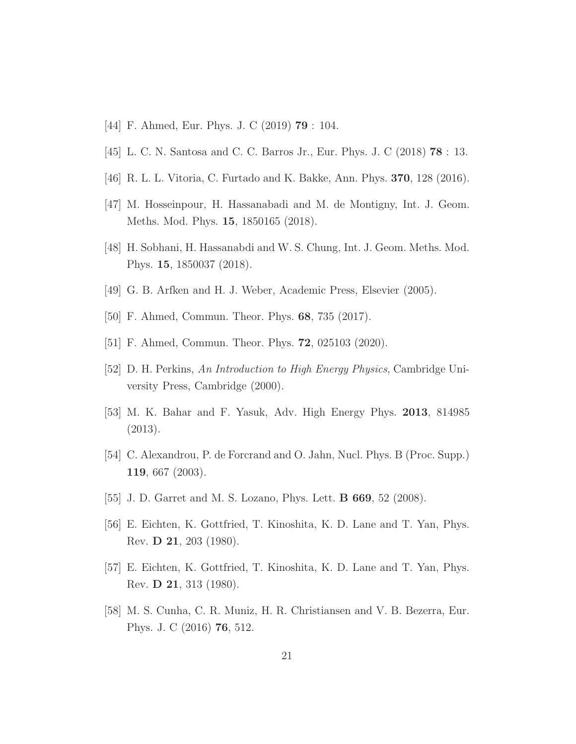[44] F. Ahmed, Eur. Phys. J. C (2019) **79** : 104.

[45] L. C. N. Santosa and C. C. Barros Jr., Eur. Phys. J. C (2018) **78** : 13.

[46] R. L. L. Vitoria, C. Furtado and K. Bakke, Ann. Phys. **370**, 128 (2016).

[47] M. Hosseinpour, H. Hassanabadi and M. de Montigny, Int. J. Geom. Meths. Mod. Phys. **15**, 1850165 (2018).

[48] H. Sobhani, H. Hassanabdi and W. S. Chung, Int. J. Geom. Meths. Mod. Phys. **15**, 1850037 (2018).

[49] G. B. Arfken and H. J. Weber, Academic Press, Elsevier (2005).

[50] F. Ahmed, Commun. Theor. Phys. **68**, 735 (2017).

[51] F. Ahmed, Commun. Theor. Phys. **72**, 025103 (2020).

[52] D. H. Perkins, *An Introduction to High Energy Physics*, Cambridge University Press, Cambridge (2000).

[53] M. K. Bahar and F. Yasuk, Adv. High Energy Phys. **2013**, 814985 (2013).

[54] C. Alexandrou, P. de Forcrand and O. Jahn, Nucl. Phys. B (Proc. Supp.) **119**, 667 (2003).

[55] J. D. Garret and M. S. Lozano, Phys. Lett. **B 669**, 52 (2008).

[56] E. Eichten, K. Gottfried, T. Kinoshita, K. D. Lane and T. Yan, Phys. Rev. **D 21**, 203 (1980).

[57] E. Eichten, K. Gottfried, T. Kinoshita, K. D. Lane and T. Yan, Phys. Rev. **D 21**, 313 (1980).

[58] M. S. Cunha, C. R. Muniz, H. R. Christiansen and V. B. Bezerra, Eur. Phys. J. C (2016) **76**, 512.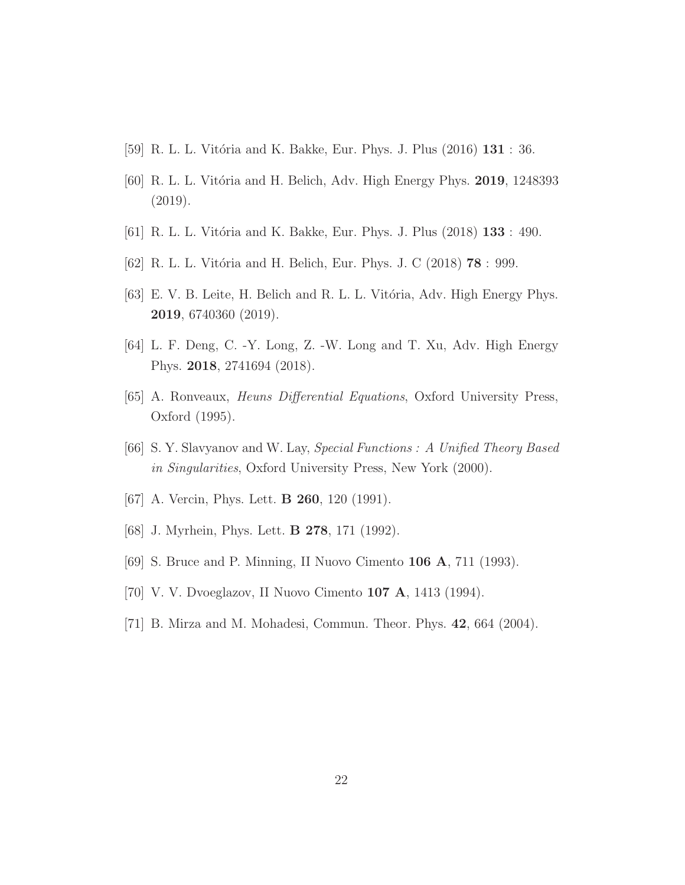[59] R. L. L. Vitória and K. Bakke, Eur. Phys. J. Plus (2016) **131** : 36.

[60] R. L. L. Vitória and H. Belich, Adv. High Energy Phys. **2019**, 1248393 (2019).

[61] R. L. L. Vitória and K. Bakke, Eur. Phys. J. Plus (2018) **133** : 490.

[62] R. L. L. Vitória and H. Belich, Eur. Phys. J. C (2018) **78** : 999.

[63] E. V. B. Leite, H. Belich and R. L. L. Vitória, Adv. High Energy Phys. **2019**, 6740360 (2019).

[64] L. F. Deng, C. -Y. Long, Z. -W. Long and T. Xu, Adv. High Energy Phys. **2018**, 2741694 (2018).

[65] A. Ronveaux, *Heuns Differential Equations*, Oxford University Press, Oxford (1995).

[66] S. Y. Slavyanov and W. Lay, *Special Functions : A Unified Theory Based in Singularities*, Oxford University Press, New York (2000).

[67] A. Vercin, Phys. Lett. **B 260**, 120 (1991).

[68] J. Myrhein, Phys. Lett. **B 278**, 171 (1992).

[69] S. Bruce and P. Minning, II Nuovo Cimento **106 A**, 711 (1993).

[70] V. V. Dvoeglazov, II Nuovo Cimento **107 A**, 1413 (1994).

[71] B. Mirza and M. Mohadesi, Commun. Theor. Phys. **42**, 664 (2004).